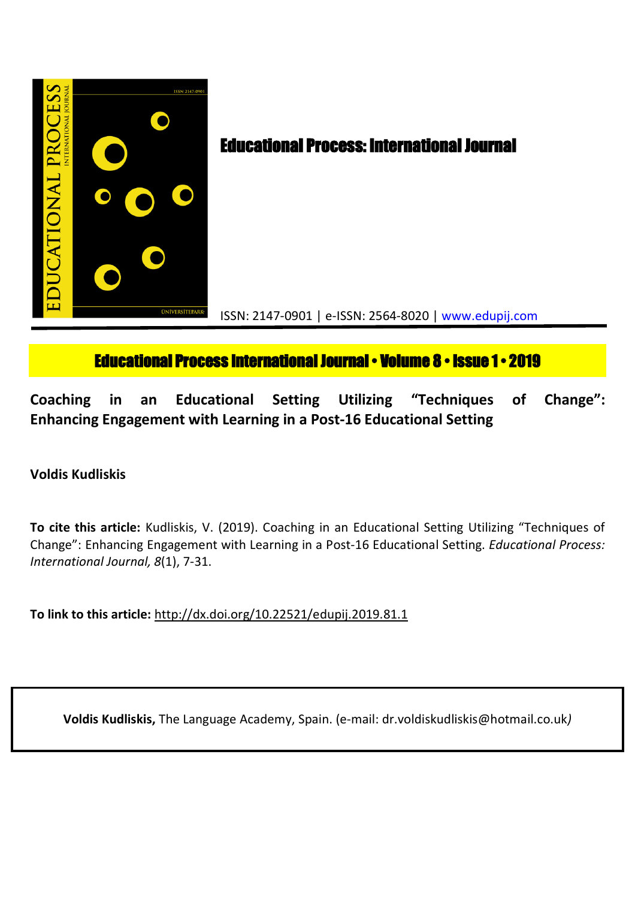# Educational Process: International Journal

ISSN: 2147-0901 | e-ISSN: 2564-8020 | www.edupij.com

## Educational Process International Journal • Volume 8 • Issue 1 • 2019

**Coaching in an Educational Setting Utilizing "Techniques of Change": Enhancing Engagement with Learning in a Post-16 Educational Setting**

**Voldis Kudliskis**

**To cite this article:** Kudliskis, V. (2019). Coaching in an Educational Setting Utilizing "Techniques of Change": Enhancing Engagement with Learning in a Post-16 Educational Setting. *Educational Process: International Journal, 8*(1), 7-31.

**To link to this article:** http://dx.doi.org/10.22521/edupij.2019.81.1

**Voldis Kudliskis,** The Language Academy, Spain. (e-mail: dr.voldiskudliskis@hotmail.co.uk*)*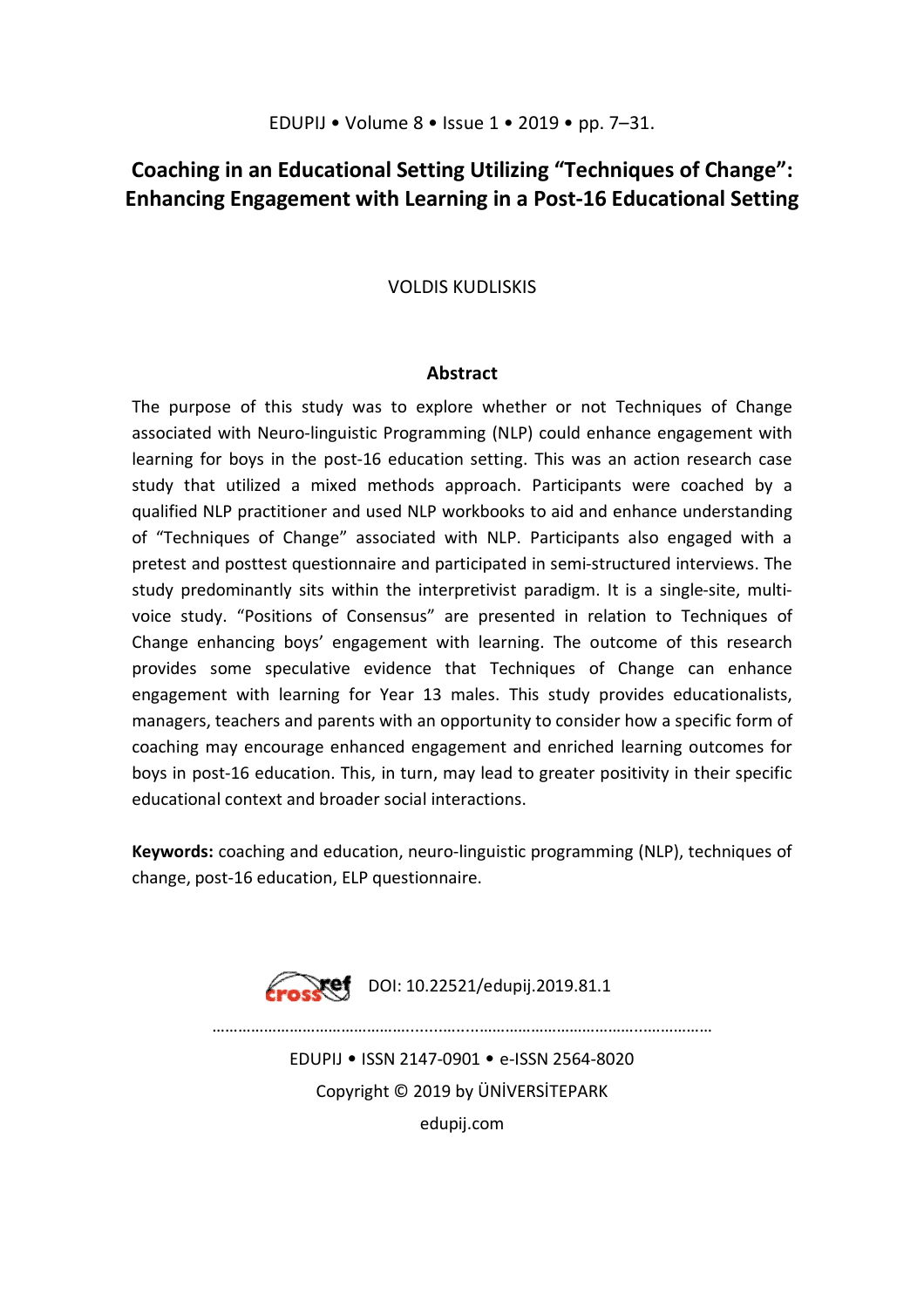# Coaching in an Educational Setting Utilizing "Techniques of Change": Enhancing Engagement with Learning in a Post-16 Educational Setting

VOLDIS KUDLISKIS

## Abstract

The purpose of this study was to explore whether or not Techniques of Change associated with Neuro-linguistic Programming (NLP) could enhance engagement with learning for boys in the post-16 education setting. This was an action research case study that utilized a mixed methods approach. Participants were coached by a qualified NLP practitioner and used NLP workbooks to aid and enhance understanding of "Techniques of Change" associated with NLP. Participants also engaged with a pretest and posttest questionnaire and participated in semi-structured interviews. The study predominantly sits within the interpretivist paradigm. It is a single-site, multi-voice study. "Positions of Consensus" are presented in relation to Techniques of Change enhancing boys' engagement with learning. The outcome of this research provides some speculative evidence that Techniques of Change can enhance engagement with learning for Year 13 males. This study provides educationalists, managers, teachers and parents with an opportunity to consider how a specific form of coaching may encourage enhanced engagement and enriched learning outcomes for boys in post-16 education. This, in turn, may lead to greater positivity in their specific educational context and broader social interactions.

**Keywords:** coaching and education, neuro-linguistic programming (NLP), techniques of change, post-16 education, ELP questionnaire.

DOI: 10.22521/edupij.2019.81.1

EDUPIJ • ISSN 2147-0901 • e-ISSN 2564-8020

Copyright © 2019 by ÜNİVERSİTEPARK

edupij.com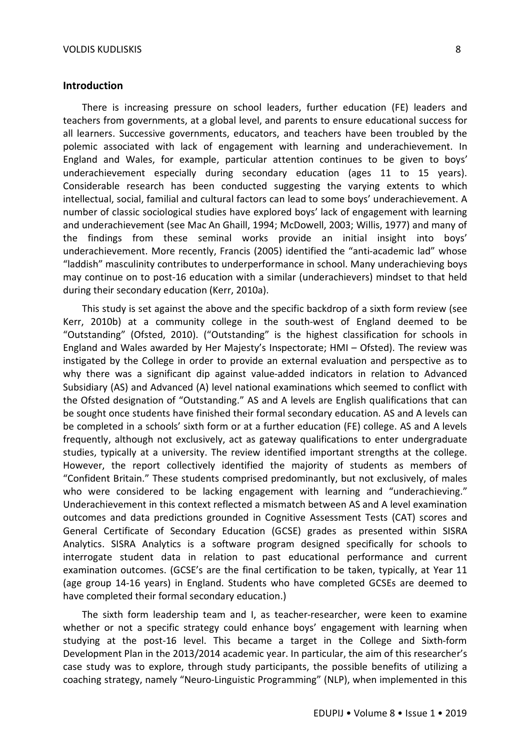## Introduction

There is increasing pressure on school leaders, further education (FE) leaders and teachers from governments, at a global level, and parents to ensure educational success for all learners. Successive governments, educators, and teachers have been troubled by the polemic associated with lack of engagement with learning and underachievement. In England and Wales, for example, particular attention continues to be given to boys' underachievement especially during secondary education (ages 11 to 15 years). Considerable research has been conducted suggesting the varying extents to which intellectual, social, familial and cultural factors can lead to some boys' underachievement. A number of classic sociological studies have explored boys' lack of engagement with learning and underachievement (see Mac An Ghaill, 1994; McDowell, 2003; Willis, 1977) and many of the findings from these seminal works provide an initial insight into boys' underachievement. More recently, Francis (2005) identified the "anti-academic lad" whose "laddish" masculinity contributes to underperformance in school. Many underachieving boys may continue on to post-16 education with a similar (underachievers) mindset to that held during their secondary education (Kerr, 2010a).

This study is set against the above and the specific backdrop of a sixth form review (see Kerr, 2010b) at a community college in the south-west of England deemed to be "Outstanding" (Ofsted, 2010). ("Outstanding" is the highest classification for schools in England and Wales awarded by Her Majesty's Inspectorate; HMI – Ofsted). The review was instigated by the College in order to provide an external evaluation and perspective as to why there was a significant dip against value-added indicators in relation to Advanced Subsidiary (AS) and Advanced (A) level national examinations which seemed to conflict with the Ofsted designation of "Outstanding." AS and A levels are English qualifications that can be sought once students have finished their formal secondary education. AS and A levels can be completed in a schools' sixth form or at a further education (FE) college. AS and A levels frequently, although not exclusively, act as gateway qualifications to enter undergraduate studies, typically at a university. The review identified important strengths at the college. However, the report collectively identified the majority of students as members of "Confident Britain." These students comprised predominantly, but not exclusively, of males who were considered to be lacking engagement with learning and "underachieving." Underachievement in this context reflected a mismatch between AS and A level examination outcomes and data predictions grounded in Cognitive Assessment Tests (CAT) scores and General Certificate of Secondary Education (GCSE) grades as presented within SISRA Analytics. SISRA Analytics is a software program designed specifically for schools to interrogate student data in relation to past educational performance and current examination outcomes. (GCSE's are the final certification to be taken, typically, at Year 11 (age group 14-16 years) in England. Students who have completed GCSEs are deemed to have completed their formal secondary education.)

The sixth form leadership team and I, as teacher-researcher, were keen to examine whether or not a specific strategy could enhance boys' engagement with learning when studying at the post-16 level. This became a target in the College and Sixth-form Development Plan in the 2013/2014 academic year. In particular, the aim of this researcher's case study was to explore, through study participants, the possible benefits of utilizing a coaching strategy, namely "Neuro-Linguistic Programming" (NLP), when implemented in this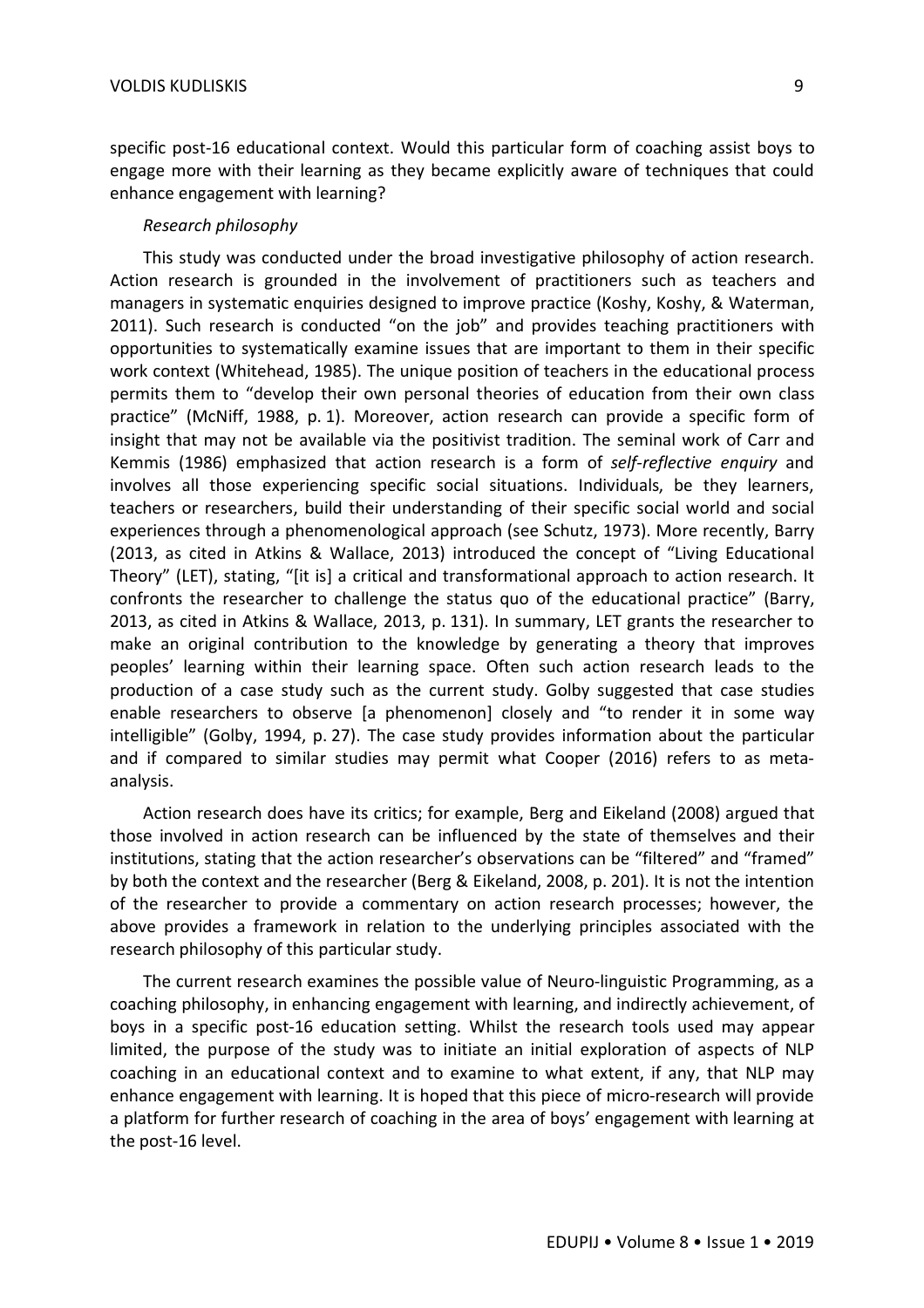specific post-16 educational context. Would this particular form of coaching assist boys to engage more with their learning as they became explicitly aware of techniques that could enhance engagement with learning?

*Research philosophy*

This study was conducted under the broad investigative philosophy of action research. Action research is grounded in the involvement of practitioners such as teachers and managers in systematic enquiries designed to improve practice (Koshy, Koshy, & Waterman, 2011). Such research is conducted "on the job" and provides teaching practitioners with opportunities to systematically examine issues that are important to them in their specific work context (Whitehead, 1985). The unique position of teachers in the educational process permits them to "develop their own personal theories of education from their own class practice" (McNiff, 1988, p. 1). Moreover, action research can provide a specific form of insight that may not be available via the positivist tradition. The seminal work of Carr and Kemmis (1986) emphasized that action research is a form of *self-reflective enquiry* and involves all those experiencing specific social situations. Individuals, be they learners, teachers or researchers, build their understanding of their specific social world and social experiences through a phenomenological approach (see Schutz, 1973). More recently, Barry (2013, as cited in Atkins & Wallace, 2013) introduced the concept of "Living Educational Theory" (LET), stating, "[it is] a critical and transformational approach to action research. It confronts the researcher to challenge the status quo of the educational practice" (Barry, 2013, as cited in Atkins & Wallace, 2013, p. 131). In summary, LET grants the researcher to make an original contribution to the knowledge by generating a theory that improves peoples' learning within their learning space. Often such action research leads to the production of a case study such as the current study. Golby suggested that case studies enable researchers to observe [a phenomenon] closely and "to render it in some way intelligible" (Golby, 1994, p. 27). The case study provides information about the particular and if compared to similar studies may permit what Cooper (2016) refers to as meta-analysis.

Action research does have its critics; for example, Berg and Eikeland (2008) argued that those involved in action research can be influenced by the state of themselves and their institutions, stating that the action researcher's observations can be "filtered" and "framed" by both the context and the researcher (Berg & Eikeland, 2008, p. 201). It is not the intention of the researcher to provide a commentary on action research processes; however, the above provides a framework in relation to the underlying principles associated with the research philosophy of this particular study.

The current research examines the possible value of Neuro-linguistic Programming, as a coaching philosophy, in enhancing engagement with learning, and indirectly achievement, of boys in a specific post-16 education setting. Whilst the research tools used may appear limited, the purpose of the study was to initiate an initial exploration of aspects of NLP coaching in an educational context and to examine to what extent, if any, that NLP may enhance engagement with learning. It is hoped that this piece of micro-research will provide a platform for further research of coaching in the area of boys' engagement with learning at the post-16 level.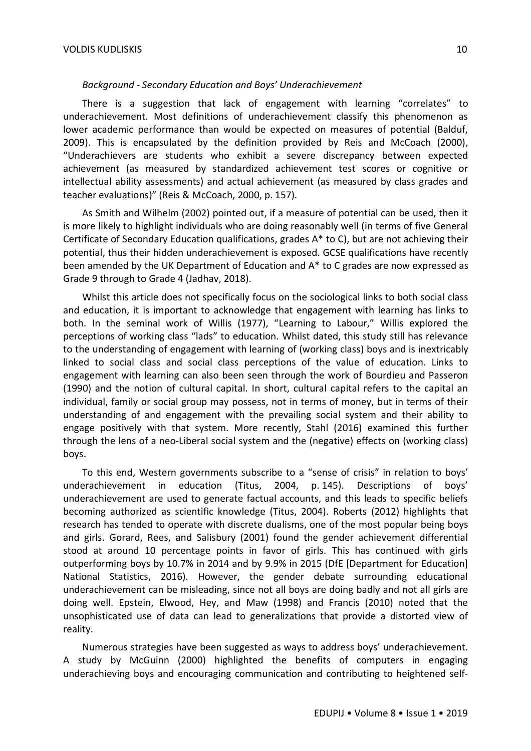*Background - Secondary Education and Boys' Underachievement*

There is a suggestion that lack of engagement with learning "correlates" to underachievement. Most definitions of underachievement classify this phenomenon as lower academic performance than would be expected on measures of potential (Balduf, 2009). This is encapsulated by the definition provided by Reis and McCoach (2000), "Underachievers are students who exhibit a severe discrepancy between expected achievement (as measured by standardized achievement test scores or cognitive or intellectual ability assessments) and actual achievement (as measured by class grades and teacher evaluations)" (Reis & McCoach, 2000, p. 157).

As Smith and Wilhelm (2002) pointed out, if a measure of potential can be used, then it is more likely to highlight individuals who are doing reasonably well (in terms of five General Certificate of Secondary Education qualifications, grades A* to C), but are not achieving their potential, thus their hidden underachievement is exposed. GCSE qualifications have recently been amended by the UK Department of Education and A* to C grades are now expressed as Grade 9 through to Grade 4 (Jadhav, 2018).

Whilst this article does not specifically focus on the sociological links to both social class and education, it is important to acknowledge that engagement with learning has links to both. In the seminal work of Willis (1977), "Learning to Labour," Willis explored the perceptions of working class "lads" to education. Whilst dated, this study still has relevance to the understanding of engagement with learning of (working class) boys and is inextricably linked to social class and social class perceptions of the value of education. Links to engagement with learning can also been seen through the work of Bourdieu and Passeron (1990) and the notion of cultural capital. In short, cultural capital refers to the capital an individual, family or social group may possess, not in terms of money, but in terms of their understanding of and engagement with the prevailing social system and their ability to engage positively with that system. More recently, Stahl (2016) examined this further through the lens of a neo-Liberal social system and the (negative) effects on (working class) boys.

To this end, Western governments subscribe to a "sense of crisis" in relation to boys' underachievement in education (Titus, 2004, p. 145). Descriptions of boys' underachievement are used to generate factual accounts, and this leads to specific beliefs becoming authorized as scientific knowledge (Titus, 2004). Roberts (2012) highlights that research has tended to operate with discrete dualisms, one of the most popular being boys and girls. Gorard, Rees, and Salisbury (2001) found the gender achievement differential stood at around 10 percentage points in favor of girls. This has continued with girls outperforming boys by 10.7% in 2014 and by 9.9% in 2015 (DfE [Department for Education] National Statistics, 2016). However, the gender debate surrounding educational underachievement can be misleading, since not all boys are doing badly and not all girls are doing well. Epstein, Elwood, Hey, and Maw (1998) and Francis (2010) noted that the unsophisticated use of data can lead to generalizations that provide a distorted view of reality.

Numerous strategies have been suggested as ways to address boys' underachievement. A study by McGuinn (2000) highlighted the benefits of computers in engaging underachieving boys and encouraging communication and contributing to heightened self-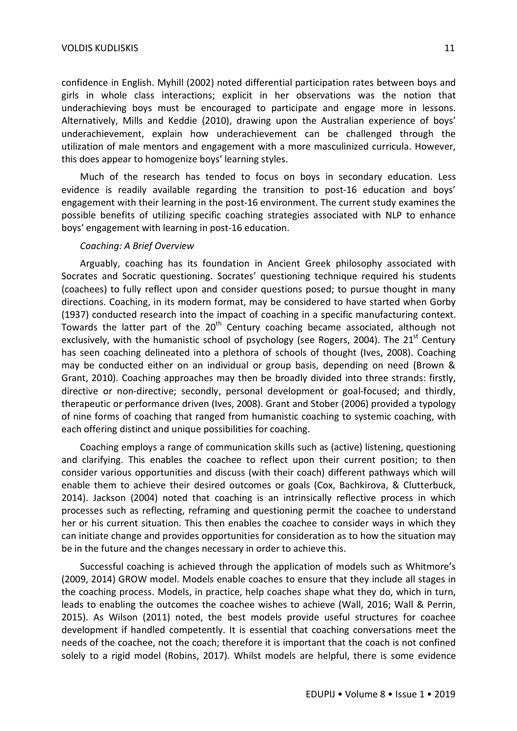confidence in English. Myhill (2002) noted differential participation rates between boys and girls in whole class interactions; explicit in her observations was the notion that underachieving boys must be encouraged to participate and engage more in lessons. Alternatively, Mills and Keddie (2010), drawing upon the Australian experience of boys' underachievement, explain how underachievement can be challenged through the utilization of male mentors and engagement with a more masculinized curricula. However, this does appear to homogenize boys' learning styles.

Much of the research has tended to focus on boys in secondary education. Less evidence is readily available regarding the transition to post-16 education and boys' engagement with their learning in the post-16 environment. The current study examines the possible benefits of utilizing specific coaching strategies associated with NLP to enhance boys' engagement with learning in post-16 education.

*Coaching: A Brief Overview*

Arguably, coaching has its foundation in Ancient Greek philosophy associated with Socrates and Socratic questioning. Socrates' questioning technique required his students (coachees) to fully reflect upon and consider questions posed; to pursue thought in many directions. Coaching, in its modern format, may be considered to have started when Gorby (1937) conducted research into the impact of coaching in a specific manufacturing context. Towards the latter part of the 20th Century coaching became associated, although not exclusively, with the humanistic school of psychology (see Rogers, 2004). The 21st Century has seen coaching delineated into a plethora of schools of thought (Ives, 2008). Coaching may be conducted either on an individual or group basis, depending on need (Brown & Grant, 2010). Coaching approaches may then be broadly divided into three strands: firstly, directive or non-directive; secondly, personal development or goal-focused; and thirdly, therapeutic or performance driven (Ives, 2008). Grant and Stober (2006) provided a typology of nine forms of coaching that ranged from humanistic coaching to systemic coaching, with each offering distinct and unique possibilities for coaching.

Coaching employs a range of communication skills such as (active) listening, questioning and clarifying. This enables the coachee to reflect upon their current position; to then consider various opportunities and discuss (with their coach) different pathways which will enable them to achieve their desired outcomes or goals (Cox, Bachkirova, & Clutterbuck, 2014). Jackson (2004) noted that coaching is an intrinsically reflective process in which processes such as reflecting, reframing and questioning permit the coachee to understand her or his current situation. This then enables the coachee to consider ways in which they can initiate change and provides opportunities for consideration as to how the situation may be in the future and the changes necessary in order to achieve this.

Successful coaching is achieved through the application of models such as Whitmore's (2009, 2014) GROW model. Models enable coaches to ensure that they include all stages in the coaching process. Models, in practice, help coaches shape what they do, which in turn, leads to enabling the outcomes the coachee wishes to achieve (Wall, 2016; Wall & Perrin, 2015). As Wilson (2011) noted, the best models provide useful structures for coachee development if handled competently. It is essential that coaching conversations meet the needs of the coachee, not the coach; therefore it is important that the coach is not confined solely to a rigid model (Robins, 2017). Whilst models are helpful, there is some evidence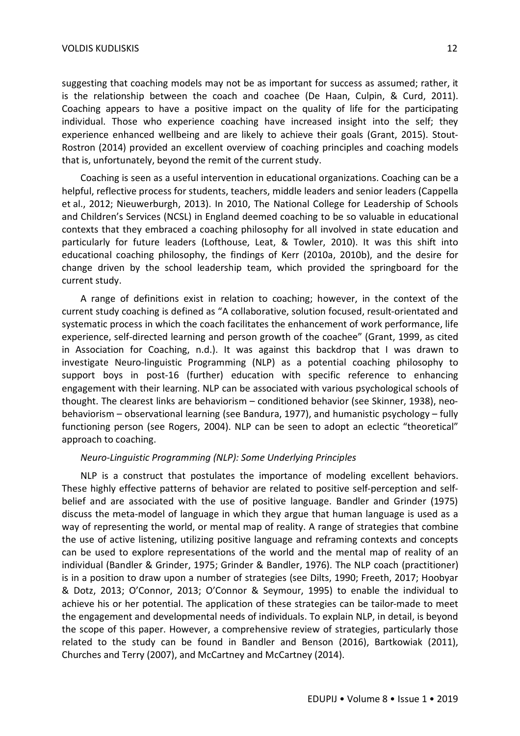suggesting that coaching models may not be as important for success as assumed; rather, it is the relationship between the coach and coachee (De Haan, Culpin, & Curd, 2011). Coaching appears to have a positive impact on the quality of life for the participating individual. Those who experience coaching have increased insight into the self; they experience enhanced wellbeing and are likely to achieve their goals (Grant, 2015). Stout-Rostron (2014) provided an excellent overview of coaching principles and coaching models that is, unfortunately, beyond the remit of the current study.

Coaching is seen as a useful intervention in educational organizations. Coaching can be a helpful, reflective process for students, teachers, middle leaders and senior leaders (Cappella et al., 2012; Nieuwerburgh, 2013). In 2010, The National College for Leadership of Schools and Children's Services (NCSL) in England deemed coaching to be so valuable in educational contexts that they embraced a coaching philosophy for all involved in state education and particularly for future leaders (Lofthouse, Leat, & Towler, 2010). It was this shift into educational coaching philosophy, the findings of Kerr (2010a, 2010b), and the desire for change driven by the school leadership team, which provided the springboard for the current study.

A range of definitions exist in relation to coaching; however, in the context of the current study coaching is defined as "A collaborative, solution focused, result-orientated and systematic process in which the coach facilitates the enhancement of work performance, life experience, self-directed learning and person growth of the coachee" (Grant, 1999, as cited in Association for Coaching, n.d.). It was against this backdrop that I was drawn to investigate Neuro-linguistic Programming (NLP) as a potential coaching philosophy to support boys in post-16 (further) education with specific reference to enhancing engagement with their learning. NLP can be associated with various psychological schools of thought. The clearest links are behaviorism – conditioned behavior (see Skinner, 1938), neo-behaviorism – observational learning (see Bandura, 1977), and humanistic psychology – fully functioning person (see Rogers, 2004). NLP can be seen to adopt an eclectic "theoretical" approach to coaching.

*Neuro-Linguistic Programming (NLP): Some Underlying Principles*

NLP is a construct that postulates the importance of modeling excellent behaviors. These highly effective patterns of behavior are related to positive self-perception and self-belief and are associated with the use of positive language. Bandler and Grinder (1975) discuss the meta-model of language in which they argue that human language is used as a way of representing the world, or mental map of reality. A range of strategies that combine the use of active listening, utilizing positive language and reframing contexts and concepts can be used to explore representations of the world and the mental map of reality of an individual (Bandler & Grinder, 1975; Grinder & Bandler, 1976). The NLP coach (practitioner) is in a position to draw upon a number of strategies (see Dilts, 1990; Freeth, 2017; Hoobyar & Dotz, 2013; O'Connor, 2013; O'Connor & Seymour, 1995) to enable the individual to achieve his or her potential. The application of these strategies can be tailor-made to meet the engagement and developmental needs of individuals. To explain NLP, in detail, is beyond the scope of this paper. However, a comprehensive review of strategies, particularly those related to the study can be found in Bandler and Benson (2016), Bartkowiak (2011), Churches and Terry (2007), and McCartney and McCartney (2014).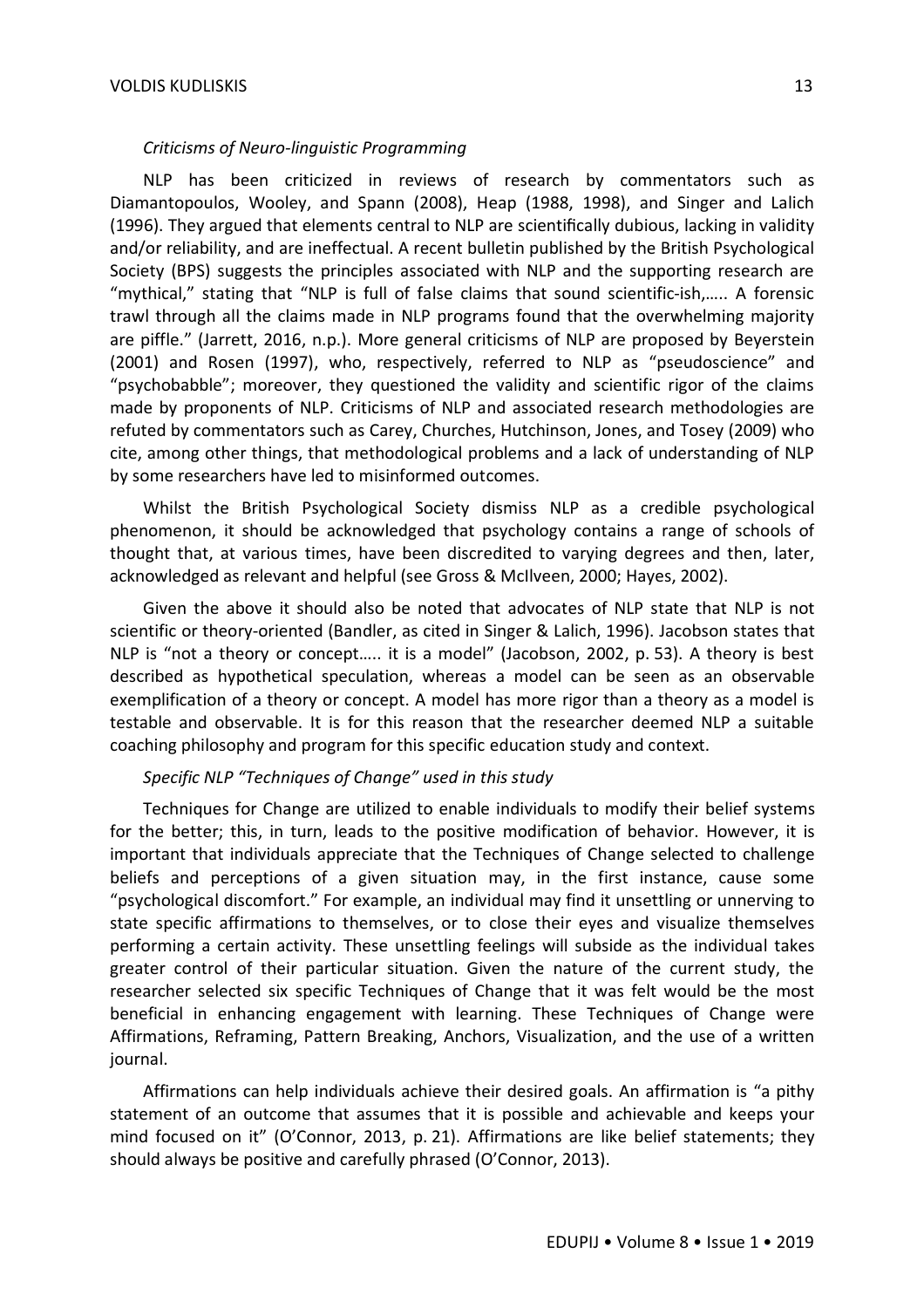*Criticisms of Neuro-linguistic Programming*

NLP has been criticized in reviews of research by commentators such as Diamantopoulos, Wooley, and Spann (2008), Heap (1988, 1998), and Singer and Lalich (1996). They argued that elements central to NLP are scientifically dubious, lacking in validity and/or reliability, and are ineffectual. A recent bulletin published by the British Psychological Society (BPS) suggests the principles associated with NLP and the supporting research are "mythical," stating that "NLP is full of false claims that sound scientific-ish,….. A forensic trawl through all the claims made in NLP programs found that the overwhelming majority are piffle." (Jarrett, 2016, n.p.). More general criticisms of NLP are proposed by Beyerstein (2001) and Rosen (1997), who, respectively, referred to NLP as "pseudoscience" and "psychobabble"; moreover, they questioned the validity and scientific rigor of the claims made by proponents of NLP. Criticisms of NLP and associated research methodologies are refuted by commentators such as Carey, Churches, Hutchinson, Jones, and Tosey (2009) who cite, among other things, that methodological problems and a lack of understanding of NLP by some researchers have led to misinformed outcomes.

Whilst the British Psychological Society dismiss NLP as a credible psychological phenomenon, it should be acknowledged that psychology contains a range of schools of thought that, at various times, have been discredited to varying degrees and then, later, acknowledged as relevant and helpful (see Gross & McIlveen, 2000; Hayes, 2002).

Given the above it should also be noted that advocates of NLP state that NLP is not scientific or theory-oriented (Bandler, as cited in Singer & Lalich, 1996). Jacobson states that NLP is "not a theory or concept….. it is a model" (Jacobson, 2002, p. 53). A theory is best described as hypothetical speculation, whereas a model can be seen as an observable exemplification of a theory or concept. A model has more rigor than a theory as a model is testable and observable. It is for this reason that the researcher deemed NLP a suitable coaching philosophy and program for this specific education study and context.

*Specific NLP "Techniques of Change" used in this study*

Techniques for Change are utilized to enable individuals to modify their belief systems for the better; this, in turn, leads to the positive modification of behavior. However, it is important that individuals appreciate that the Techniques of Change selected to challenge beliefs and perceptions of a given situation may, in the first instance, cause some "psychological discomfort." For example, an individual may find it unsettling or unnerving to state specific affirmations to themselves, or to close their eyes and visualize themselves performing a certain activity. These unsettling feelings will subside as the individual takes greater control of their particular situation. Given the nature of the current study, the researcher selected six specific Techniques of Change that it was felt would be the most beneficial in enhancing engagement with learning. These Techniques of Change were Affirmations, Reframing, Pattern Breaking, Anchors, Visualization, and the use of a written journal.

Affirmations can help individuals achieve their desired goals. An affirmation is "a pithy statement of an outcome that assumes that it is possible and achievable and keeps your mind focused on it" (O'Connor, 2013, p. 21). Affirmations are like belief statements; they should always be positive and carefully phrased (O'Connor, 2013).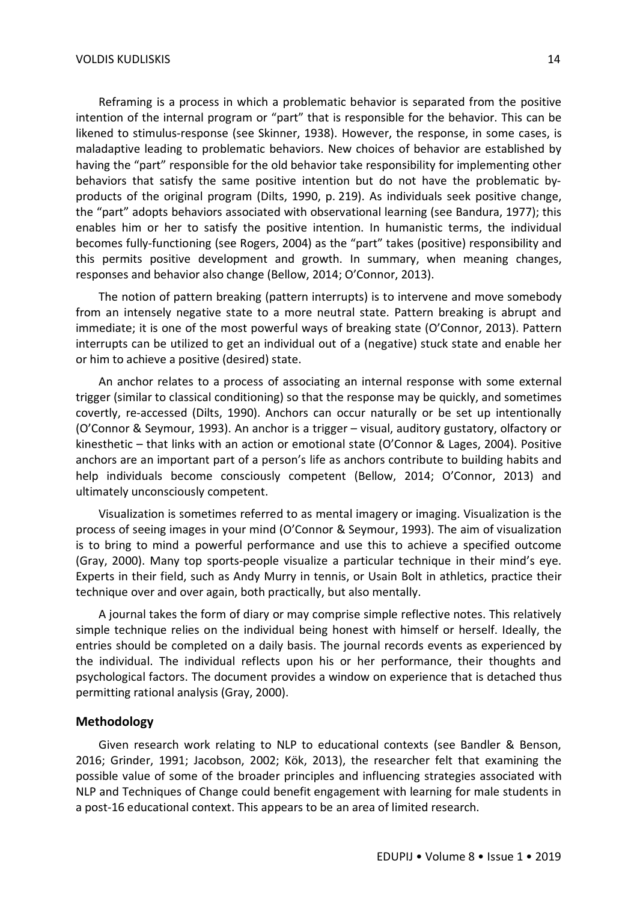Reframing is a process in which a problematic behavior is separated from the positive intention of the internal program or "part" that is responsible for the behavior. This can be likened to stimulus-response (see Skinner, 1938). However, the response, in some cases, is maladaptive leading to problematic behaviors. New choices of behavior are established by having the "part" responsible for the old behavior take responsibility for implementing other behaviors that satisfy the same positive intention but do not have the problematic by-products of the original program (Dilts, 1990, p. 219). As individuals seek positive change, the "part" adopts behaviors associated with observational learning (see Bandura, 1977); this enables him or her to satisfy the positive intention. In humanistic terms, the individual becomes fully-functioning (see Rogers, 2004) as the "part" takes (positive) responsibility and this permits positive development and growth. In summary, when meaning changes, responses and behavior also change (Bellow, 2014; O'Connor, 2013).

The notion of pattern breaking (pattern interrupts) is to intervene and move somebody from an intensely negative state to a more neutral state. Pattern breaking is abrupt and immediate; it is one of the most powerful ways of breaking state (O'Connor, 2013). Pattern interrupts can be utilized to get an individual out of a (negative) stuck state and enable her or him to achieve a positive (desired) state.

An anchor relates to a process of associating an internal response with some external trigger (similar to classical conditioning) so that the response may be quickly, and sometimes covertly, re-accessed (Dilts, 1990). Anchors can occur naturally or be set up intentionally (O'Connor & Seymour, 1993). An anchor is a trigger – visual, auditory gustatory, olfactory or kinesthetic – that links with an action or emotional state (O'Connor & Lages, 2004). Positive anchors are an important part of a person's life as anchors contribute to building habits and help individuals become consciously competent (Bellow, 2014; O'Connor, 2013) and ultimately unconsciously competent.

Visualization is sometimes referred to as mental imagery or imaging. Visualization is the process of seeing images in your mind (O'Connor & Seymour, 1993). The aim of visualization is to bring to mind a powerful performance and use this to achieve a specified outcome (Gray, 2000). Many top sports-people visualize a particular technique in their mind's eye. Experts in their field, such as Andy Murry in tennis, or Usain Bolt in athletics, practice their technique over and over again, both practically, but also mentally.

A journal takes the form of diary or may comprise simple reflective notes. This relatively simple technique relies on the individual being honest with himself or herself. Ideally, the entries should be completed on a daily basis. The journal records events as experienced by the individual. The individual reflects upon his or her performance, their thoughts and psychological factors. The document provides a window on experience that is detached thus permitting rational analysis (Gray, 2000).

## Methodology

Given research work relating to NLP to educational contexts (see Bandler & Benson, 2016; Grinder, 1991; Jacobson, 2002; Kök, 2013), the researcher felt that examining the possible value of some of the broader principles and influencing strategies associated with NLP and Techniques of Change could benefit engagement with learning for male students in a post-16 educational context. This appears to be an area of limited research.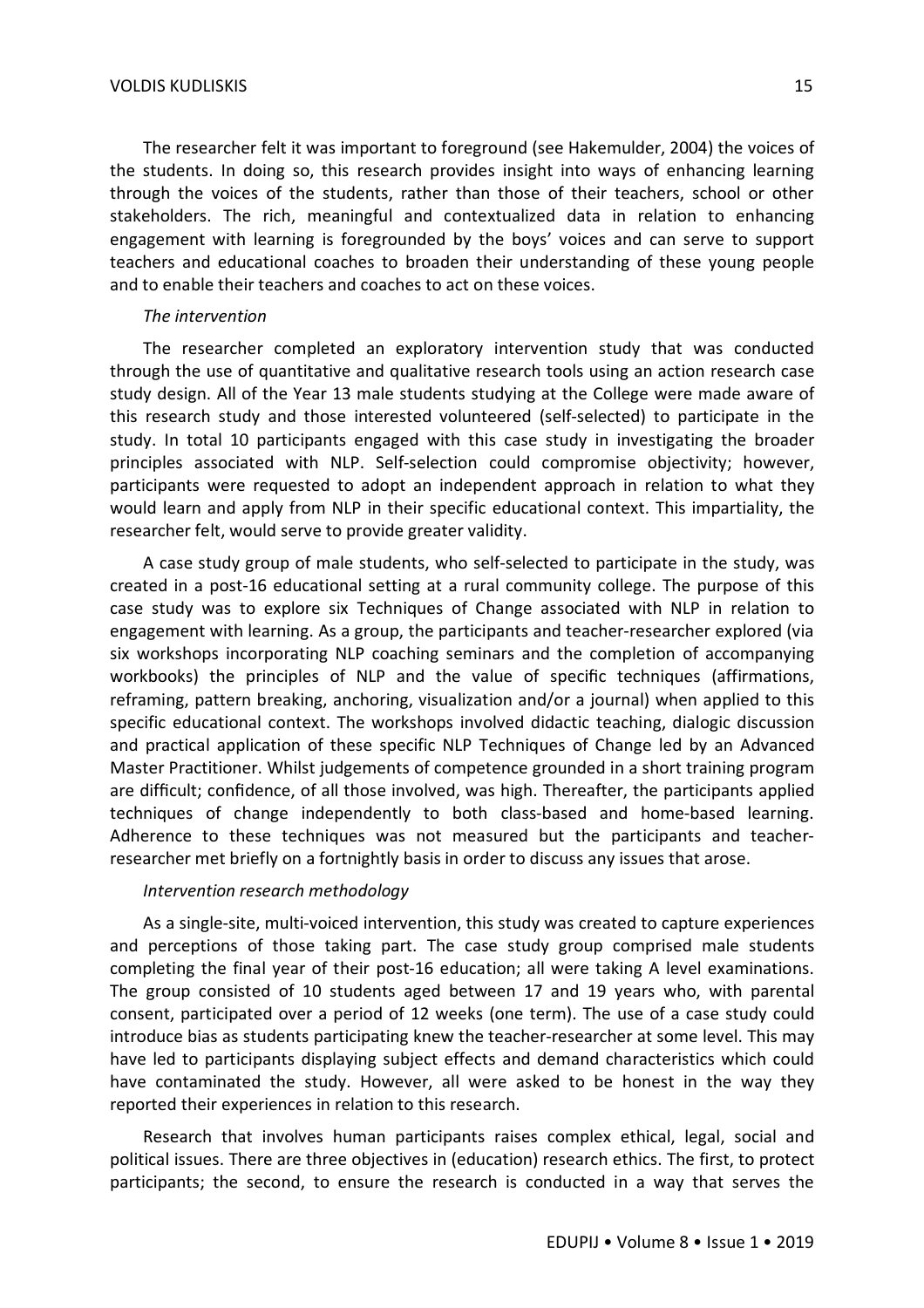The researcher felt it was important to foreground (see Hakemulder, 2004) the voices of the students. In doing so, this research provides insight into ways of enhancing learning through the voices of the students, rather than those of their teachers, school or other stakeholders. The rich, meaningful and contextualized data in relation to enhancing engagement with learning is foregrounded by the boys' voices and can serve to support teachers and educational coaches to broaden their understanding of these young people and to enable their teachers and coaches to act on these voices.

*The intervention*

The researcher completed an exploratory intervention study that was conducted through the use of quantitative and qualitative research tools using an action research case study design. All of the Year 13 male students studying at the College were made aware of this research study and those interested volunteered (self-selected) to participate in the study. In total 10 participants engaged with this case study in investigating the broader principles associated with NLP. Self-selection could compromise objectivity; however, participants were requested to adopt an independent approach in relation to what they would learn and apply from NLP in their specific educational context. This impartiality, the researcher felt, would serve to provide greater validity.

A case study group of male students, who self-selected to participate in the study, was created in a post-16 educational setting at a rural community college. The purpose of this case study was to explore six Techniques of Change associated with NLP in relation to engagement with learning. As a group, the participants and teacher-researcher explored (via six workshops incorporating NLP coaching seminars and the completion of accompanying workbooks) the principles of NLP and the value of specific techniques (affirmations, reframing, pattern breaking, anchoring, visualization and/or a journal) when applied to this specific educational context. The workshops involved didactic teaching, dialogic discussion and practical application of these specific NLP Techniques of Change led by an Advanced Master Practitioner. Whilst judgements of competence grounded in a short training program are difficult; confidence, of all those involved, was high. Thereafter, the participants applied techniques of change independently to both class-based and home-based learning. Adherence to these techniques was not measured but the participants and teacher-researcher met briefly on a fortnightly basis in order to discuss any issues that arose.

*Intervention research methodology*

As a single-site, multi-voiced intervention, this study was created to capture experiences and perceptions of those taking part. The case study group comprised male students completing the final year of their post-16 education; all were taking A level examinations. The group consisted of 10 students aged between 17 and 19 years who, with parental consent, participated over a period of 12 weeks (one term). The use of a case study could introduce bias as students participating knew the teacher-researcher at some level. This may have led to participants displaying subject effects and demand characteristics which could have contaminated the study. However, all were asked to be honest in the way they reported their experiences in relation to this research.

Research that involves human participants raises complex ethical, legal, social and political issues. There are three objectives in (education) research ethics. The first, to protect participants; the second, to ensure the research is conducted in a way that serves the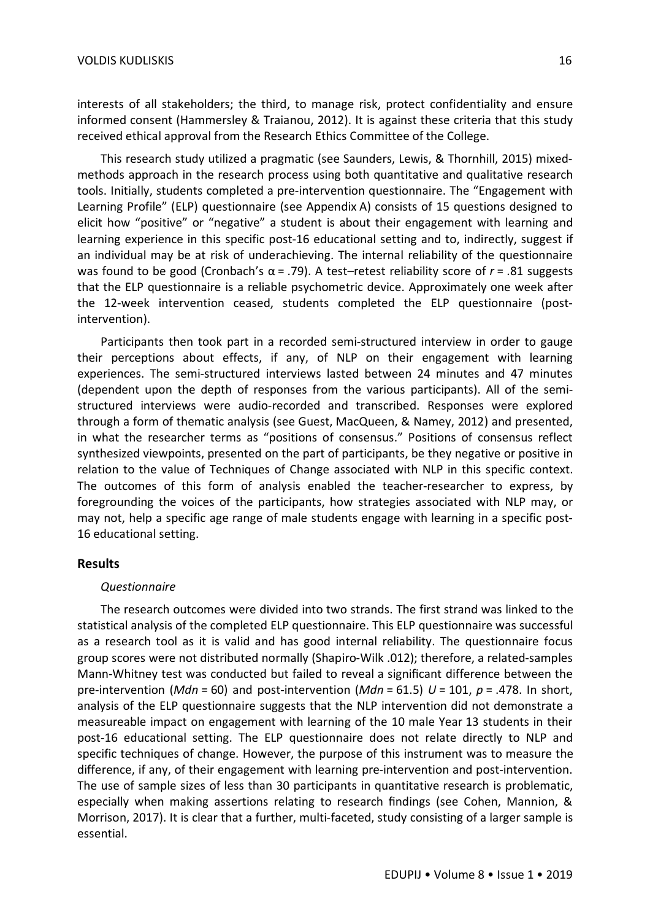interests of all stakeholders; the third, to manage risk, protect confidentiality and ensure informed consent (Hammersley & Traianou, 2012). It is against these criteria that this study received ethical approval from the Research Ethics Committee of the College.

This research study utilized a pragmatic (see Saunders, Lewis, & Thornhill, 2015) mixed-methods approach in the research process using both quantitative and qualitative research tools. Initially, students completed a pre-intervention questionnaire. The "Engagement with Learning Profile" (ELP) questionnaire (see Appendix A) consists of 15 questions designed to elicit how "positive" or "negative" a student is about their engagement with learning and learning experience in this specific post-16 educational setting and to, indirectly, suggest if an individual may be at risk of underachieving. The internal reliability of the questionnaire was found to be good (Cronbach's $\alpha = .79$). A test–retest reliability score of $r = .81$ suggests that the ELP questionnaire is a reliable psychometric device. Approximately one week after the 12-week intervention ceased, students completed the ELP questionnaire (post-intervention).

Participants then took part in a recorded semi-structured interview in order to gauge their perceptions about effects, if any, of NLP on their engagement with learning experiences. The semi-structured interviews lasted between 24 minutes and 47 minutes (dependent upon the depth of responses from the various participants). All of the semi-structured interviews were audio-recorded and transcribed. Responses were explored through a form of thematic analysis (see Guest, MacQueen, & Namey, 2012) and presented, in what the researcher terms as "positions of consensus." Positions of consensus reflect synthesized viewpoints, presented on the part of participants, be they negative or positive in relation to the value of Techniques of Change associated with NLP in this specific context. The outcomes of this form of analysis enabled the teacher-researcher to express, by foregrounding the voices of the participants, how strategies associated with NLP may, or may not, help a specific age range of male students engage with learning in a specific post-16 educational setting.

## Results

### *Questionnaire*

The research outcomes were divided into two strands. The first strand was linked to the statistical analysis of the completed ELP questionnaire. This ELP questionnaire was successful as a research tool as it is valid and has good internal reliability. The questionnaire focus group scores were not distributed normally (Shapiro-Wilk .012); therefore, a related-samples Mann-Whitney test was conducted but failed to reveal a significant difference between the pre-intervention ($Mdn = 60$) and post-intervention ($Mdn = 61.5$) $U = 101$, $p = .478$. In short, analysis of the ELP questionnaire suggests that the NLP intervention did not demonstrate a measureable impact on engagement with learning of the 10 male Year 13 students in their post-16 educational setting. The ELP questionnaire does not relate directly to NLP and specific techniques of change. However, the purpose of this instrument was to measure the difference, if any, of their engagement with learning pre-intervention and post-intervention. The use of sample sizes of less than 30 participants in quantitative research is problematic, especially when making assertions relating to research findings (see Cohen, Mannion, & Morrison, 2017). It is clear that a further, multi-faceted, study consisting of a larger sample is essential.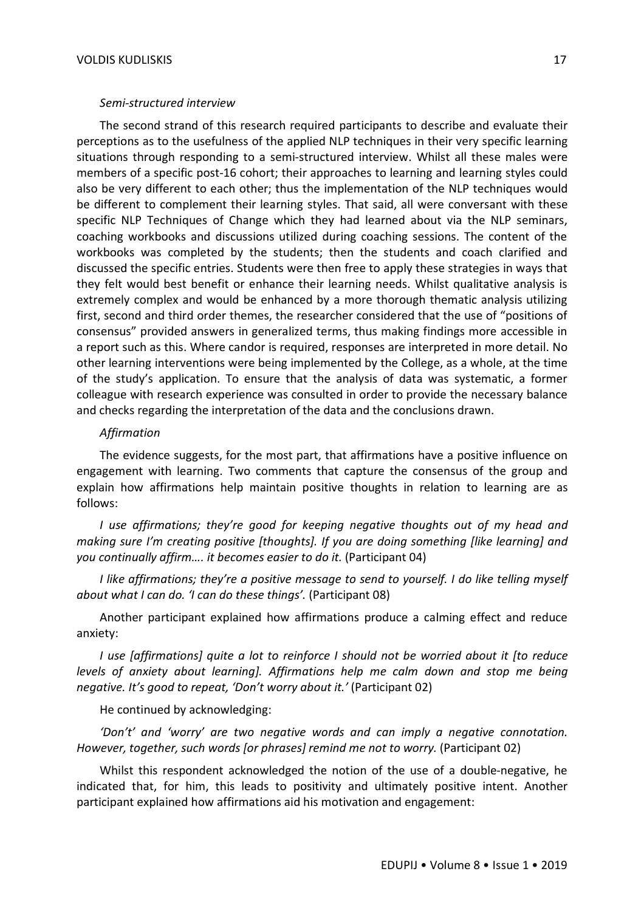*Semi-structured interview*

The second strand of this research required participants to describe and evaluate their perceptions as to the usefulness of the applied NLP techniques in their very specific learning situations through responding to a semi-structured interview. Whilst all these males were members of a specific post-16 cohort; their approaches to learning and learning styles could also be very different to each other; thus the implementation of the NLP techniques would be different to complement their learning styles. That said, all were conversant with these specific NLP Techniques of Change which they had learned about via the NLP seminars, coaching workbooks and discussions utilized during coaching sessions. The content of the workbooks was completed by the students; then the students and coach clarified and discussed the specific entries. Students were then free to apply these strategies in ways that they felt would best benefit or enhance their learning needs. Whilst qualitative analysis is extremely complex and would be enhanced by a more thorough thematic analysis utilizing first, second and third order themes, the researcher considered that the use of "positions of consensus" provided answers in generalized terms, thus making findings more accessible in a report such as this. Where candor is required, responses are interpreted in more detail. No other learning interventions were being implemented by the College, as a whole, at the time of the study's application. To ensure that the analysis of data was systematic, a former colleague with research experience was consulted in order to provide the necessary balance and checks regarding the interpretation of the data and the conclusions drawn.

*Affirmation*

The evidence suggests, for the most part, that affirmations have a positive influence on engagement with learning. Two comments that capture the consensus of the group and explain how affirmations help maintain positive thoughts in relation to learning are as follows:

*I use affirmations; they're good for keeping negative thoughts out of my head and making sure I'm creating positive [thoughts]. If you are doing something [like learning] and you continually affirm…. it becomes easier to do it.* (Participant 04)

*I like affirmations; they're a positive message to send to yourself. I do like telling myself about what I can do. 'I can do these things'.* (Participant 08)

Another participant explained how affirmations produce a calming effect and reduce anxiety:

*I use [affirmations] quite a lot to reinforce I should not be worried about it [to reduce levels of anxiety about learning]. Affirmations help me calm down and stop me being negative. It's good to repeat, 'Don't worry about it.'* (Participant 02)

He continued by acknowledging:

*'Don't' and 'worry' are two negative words and can imply a negative connotation. However, together, such words [or phrases] remind me not to worry.* (Participant 02)

Whilst this respondent acknowledged the notion of the use of a double-negative, he indicated that, for him, this leads to positivity and ultimately positive intent. Another participant explained how affirmations aid his motivation and engagement: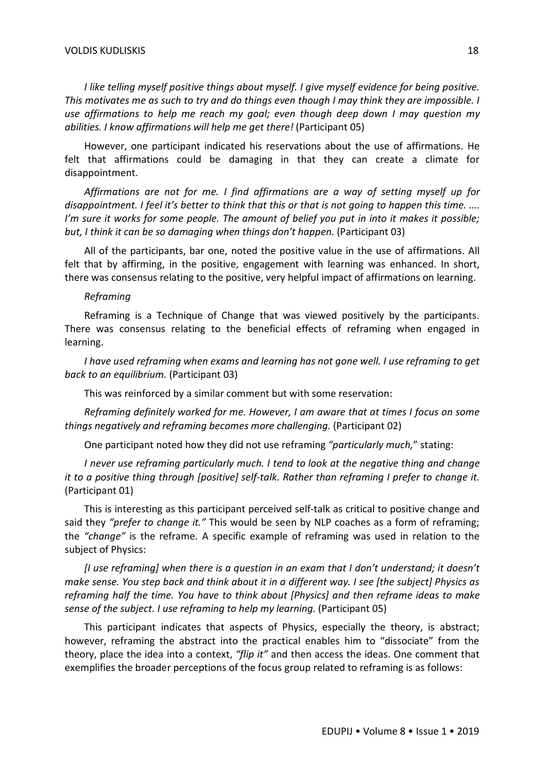*I like telling myself positive things about myself. I give myself evidence for being positive. This motivates me as such to try and do things even though I may think they are impossible. I use affirmations to help me reach my goal; even though deep down I may question my abilities. I know affirmations will help me get there!* (Participant 05)

However, one participant indicated his reservations about the use of affirmations. He felt that affirmations could be damaging in that they can create a climate for disappointment.

*Affirmations are not for me. I find affirmations are a way of setting myself up for disappointment. I feel it's better to think that this or that is not going to happen this time. …. I'm sure it works for some people. The amount of belief you put in into it makes it possible; but, I think it can be so damaging when things don't happen.* (Participant 03)

All of the participants, bar one, noted the positive value in the use of affirmations. All felt that by affirming, in the positive, engagement with learning was enhanced. In short, there was consensus relating to the positive, very helpful impact of affirmations on learning.

*Reframing*

Reframing is a Technique of Change that was viewed positively by the participants. There was consensus relating to the beneficial effects of reframing when engaged in learning.

*I have used reframing when exams and learning has not gone well. I use reframing to get back to an equilibrium.* (Participant 03)

This was reinforced by a similar comment but with some reservation:

*Reframing definitely worked for me. However, I am aware that at times I focus on some things negatively and reframing becomes more challenging.* (Participant 02)

One participant noted how they did not use reframing *"particularly much,"* stating:

*I never use reframing particularly much. I tend to look at the negative thing and change it to a positive thing through [positive] self-talk. Rather than reframing I prefer to change it.* (Participant 01)

This is interesting as this participant perceived self-talk as critical to positive change and said they *"prefer to change it."* This would be seen by NLP coaches as a form of reframing; the *"change"* is the reframe. A specific example of reframing was used in relation to the subject of Physics:

*[I use reframing] when there is a question in an exam that I don't understand; it doesn't make sense. You step back and think about it in a different way. I see [the subject] Physics as reframing half the time. You have to think about [Physics] and then reframe ideas to make sense of the subject. I use reframing to help my learning.* (Participant 05)

This participant indicates that aspects of Physics, especially the theory, is abstract; however, reframing the abstract into the practical enables him to "dissociate" from the theory, place the idea into a context, *"flip it"* and then access the ideas. One comment that exemplifies the broader perceptions of the focus group related to reframing is as follows: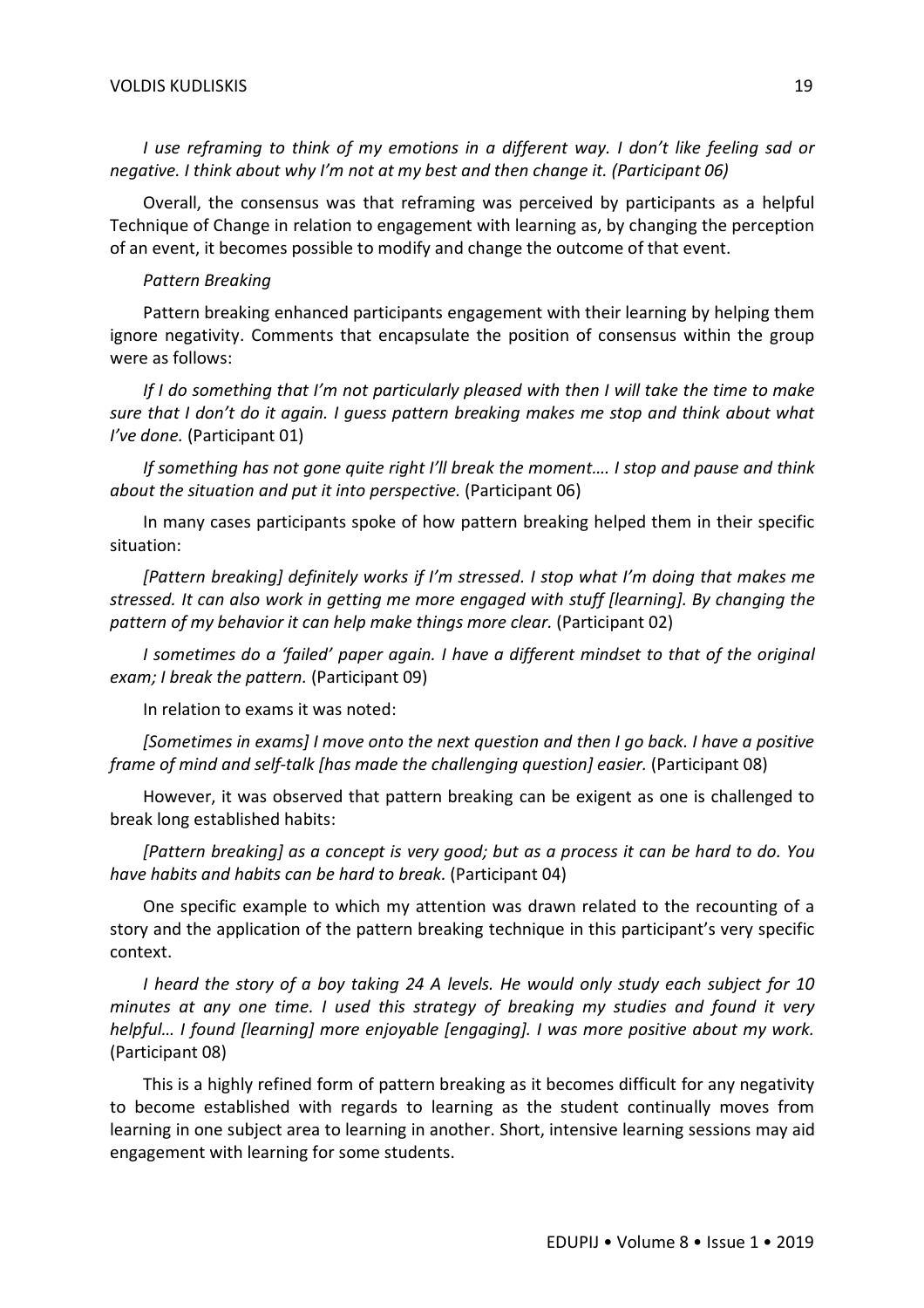*I use reframing to think of my emotions in a different way. I don't like feeling sad or negative. I think about why I'm not at my best and then change it. (Participant 06)*

Overall, the consensus was that reframing was perceived by participants as a helpful Technique of Change in relation to engagement with learning as, by changing the perception of an event, it becomes possible to modify and change the outcome of that event.

*Pattern Breaking*

Pattern breaking enhanced participants engagement with their learning by helping them ignore negativity. Comments that encapsulate the position of consensus within the group were as follows:

*If I do something that I'm not particularly pleased with then I will take the time to make sure that I don't do it again. I guess pattern breaking makes me stop and think about what I've done.* (Participant 01)

*If something has not gone quite right I'll break the moment…. I stop and pause and think about the situation and put it into perspective.* (Participant 06)

In many cases participants spoke of how pattern breaking helped them in their specific situation:

*[Pattern breaking] definitely works if I'm stressed. I stop what I'm doing that makes me stressed. It can also work in getting me more engaged with stuff [learning]. By changing the pattern of my behavior it can help make things more clear.* (Participant 02)

*I sometimes do a 'failed' paper again. I have a different mindset to that of the original exam; I break the pattern.* (Participant 09)

In relation to exams it was noted:

*[Sometimes in exams] I move onto the next question and then I go back. I have a positive frame of mind and self-talk [has made the challenging question] easier.* (Participant 08)

However, it was observed that pattern breaking can be exigent as one is challenged to break long established habits:

*[Pattern breaking] as a concept is very good; but as a process it can be hard to do. You have habits and habits can be hard to break.* (Participant 04)

One specific example to which my attention was drawn related to the recounting of a story and the application of the pattern breaking technique in this participant's very specific context.

*I heard the story of a boy taking 24 A levels. He would only study each subject for 10 minutes at any one time. I used this strategy of breaking my studies and found it very helpful… I found [learning] more enjoyable [engaging]. I was more positive about my work.* (Participant 08)

This is a highly refined form of pattern breaking as it becomes difficult for any negativity to become established with regards to learning as the student continually moves from learning in one subject area to learning in another. Short, intensive learning sessions may aid engagement with learning for some students.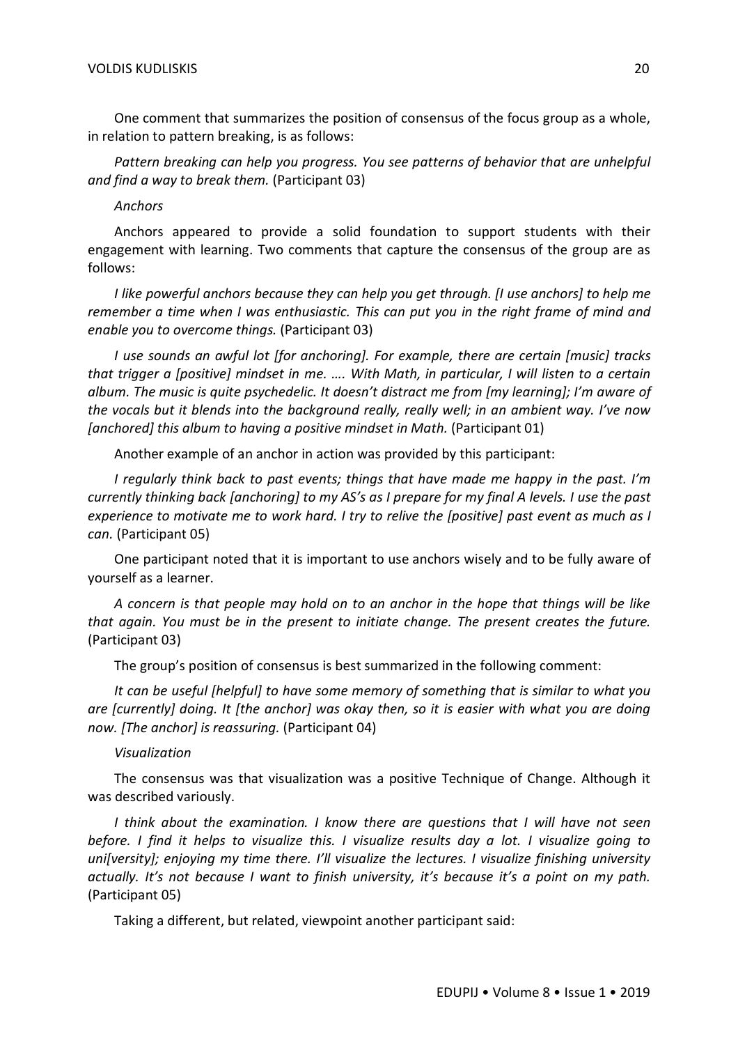One comment that summarizes the position of consensus of the focus group as a whole, in relation to pattern breaking, is as follows:

*Pattern breaking can help you progress. You see patterns of behavior that are unhelpful and find a way to break them.* (Participant 03)

*Anchors*

Anchors appeared to provide a solid foundation to support students with their engagement with learning. Two comments that capture the consensus of the group are as follows:

*I like powerful anchors because they can help you get through. [I use anchors] to help me remember a time when I was enthusiastic. This can put you in the right frame of mind and enable you to overcome things.* (Participant 03)

*I use sounds an awful lot [for anchoring]. For example, there are certain [music] tracks that trigger a [positive] mindset in me. …. With Math, in particular, I will listen to a certain album. The music is quite psychedelic. It doesn't distract me from [my learning]; I'm aware of the vocals but it blends into the background really, really well; in an ambient way. I've now [anchored] this album to having a positive mindset in Math.* (Participant 01)

Another example of an anchor in action was provided by this participant:

*I regularly think back to past events; things that have made me happy in the past. I'm currently thinking back [anchoring] to my AS's as I prepare for my final A levels. I use the past experience to motivate me to work hard. I try to relive the [positive] past event as much as I can.* (Participant 05)

One participant noted that it is important to use anchors wisely and to be fully aware of yourself as a learner.

*A concern is that people may hold on to an anchor in the hope that things will be like that again. You must be in the present to initiate change. The present creates the future.* (Participant 03)

The group's position of consensus is best summarized in the following comment:

*It can be useful [helpful] to have some memory of something that is similar to what you are [currently] doing. It [the anchor] was okay then, so it is easier with what you are doing now. [The anchor] is reassuring.* (Participant 04)

*Visualization*

The consensus was that visualization was a positive Technique of Change. Although it was described variously.

*I think about the examination. I know there are questions that I will have not seen before. I find it helps to visualize this. I visualize results day a lot. I visualize going to uni[versity]; enjoying my time there. I'll visualize the lectures. I visualize finishing university actually. It's not because I want to finish university, it's because it's a point on my path.* (Participant 05)

Taking a different, but related, viewpoint another participant said: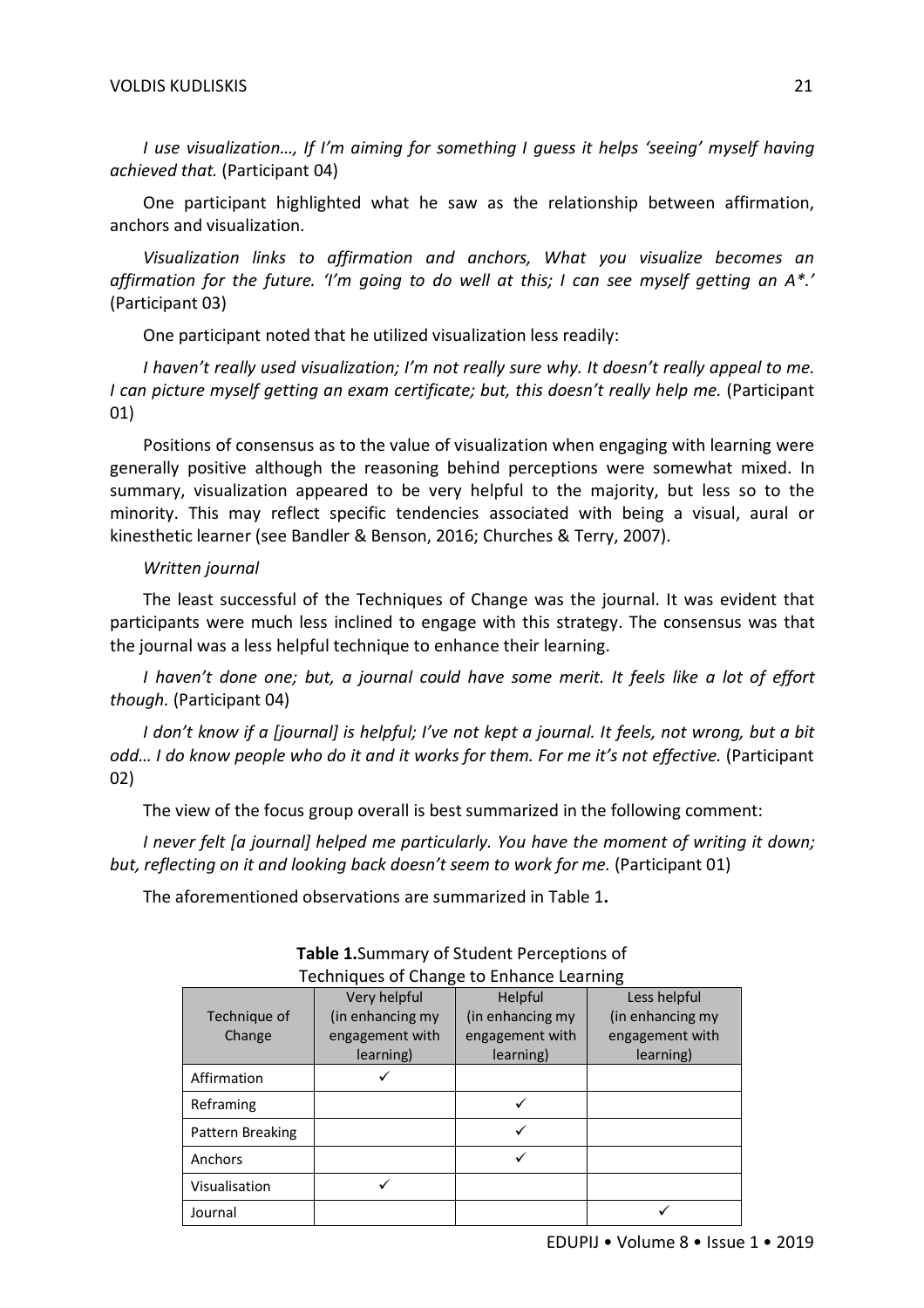*I use visualization…, If I'm aiming for something I guess it helps 'seeing' myself having achieved that.* (Participant 04)

One participant highlighted what he saw as the relationship between affirmation, anchors and visualization.

*Visualization links to affirmation and anchors, What you visualize becomes an affirmation for the future. 'I'm going to do well at this; I can see myself getting an A*.'* (Participant 03)

One participant noted that he utilized visualization less readily:

*I haven't really used visualization; I'm not really sure why. It doesn't really appeal to me. I can picture myself getting an exam certificate; but, this doesn't really help me.* (Participant 01)

Positions of consensus as to the value of visualization when engaging with learning were generally positive although the reasoning behind perceptions were somewhat mixed. In summary, visualization appeared to be very helpful to the majority, but less so to the minority. This may reflect specific tendencies associated with being a visual, aural or kinesthetic learner (see Bandler & Benson, 2016; Churches & Terry, 2007).

*Written journal*

The least successful of the Techniques of Change was the journal. It was evident that participants were much less inclined to engage with this strategy. The consensus was that the journal was a less helpful technique to enhance their learning.

*I haven't done one; but, a journal could have some merit. It feels like a lot of effort though.* (Participant 04)

*I don't know if a [journal] is helpful; I've not kept a journal. It feels, not wrong, but a bit odd… I do know people who do it and it works for them. For me it's not effective.* (Participant 02)

The view of the focus group overall is best summarized in the following comment:

*I never felt [a journal] helped me particularly. You have the moment of writing it down; but, reflecting on it and looking back doesn't seem to work for me.* (Participant 01)

The aforementioned observations are summarized in Table 1**.**

**Table 1.**Summary of Student Perceptions of Techniques of Change to Enhance Learning

| Technique of Change | Very helpful (in enhancing my engagement with learning) | Helpful (in enhancing my engagement with learning) | Less helpful (in enhancing my engagement with learning) |
|---|---|---|---|
| Affirmation | ✓ | | |
| Reframing | | ✓ | |
| Pattern Breaking | | ✓ | |
| Anchors | | ✓ | |
| Visualisation | ✓ | | |
| Journal | | | ✓ |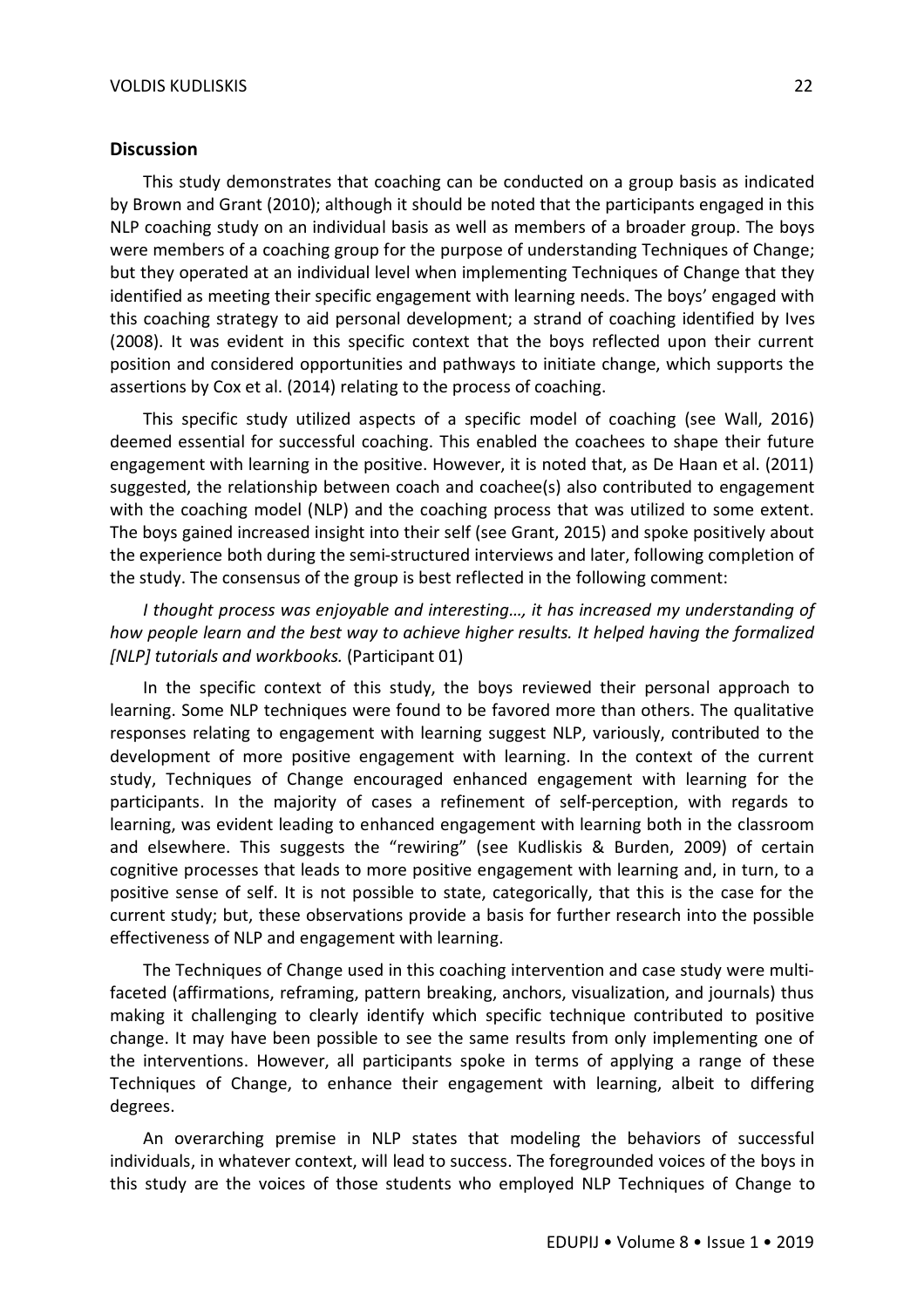## Discussion

This study demonstrates that coaching can be conducted on a group basis as indicated by Brown and Grant (2010); although it should be noted that the participants engaged in this NLP coaching study on an individual basis as well as members of a broader group. The boys were members of a coaching group for the purpose of understanding Techniques of Change; but they operated at an individual level when implementing Techniques of Change that they identified as meeting their specific engagement with learning needs. The boys' engaged with this coaching strategy to aid personal development; a strand of coaching identified by Ives (2008). It was evident in this specific context that the boys reflected upon their current position and considered opportunities and pathways to initiate change, which supports the assertions by Cox et al. (2014) relating to the process of coaching.

This specific study utilized aspects of a specific model of coaching (see Wall, 2016) deemed essential for successful coaching. This enabled the coachees to shape their future engagement with learning in the positive. However, it is noted that, as De Haan et al. (2011) suggested, the relationship between coach and coachee(s) also contributed to engagement with the coaching model (NLP) and the coaching process that was utilized to some extent. The boys gained increased insight into their self (see Grant, 2015) and spoke positively about the experience both during the semi-structured interviews and later, following completion of the study. The consensus of the group is best reflected in the following comment:

*I thought process was enjoyable and interesting…, it has increased my understanding of how people learn and the best way to achieve higher results. It helped having the formalized [NLP] tutorials and workbooks.* (Participant 01)

In the specific context of this study, the boys reviewed their personal approach to learning. Some NLP techniques were found to be favored more than others. The qualitative responses relating to engagement with learning suggest NLP, variously, contributed to the development of more positive engagement with learning. In the context of the current study, Techniques of Change encouraged enhanced engagement with learning for the participants. In the majority of cases a refinement of self-perception, with regards to learning, was evident leading to enhanced engagement with learning both in the classroom and elsewhere. This suggests the "rewiring" (see Kudliskis & Burden, 2009) of certain cognitive processes that leads to more positive engagement with learning and, in turn, to a positive sense of self. It is not possible to state, categorically, that this is the case for the current study; but, these observations provide a basis for further research into the possible effectiveness of NLP and engagement with learning.

The Techniques of Change used in this coaching intervention and case study were multi-faceted (affirmations, reframing, pattern breaking, anchors, visualization, and journals) thus making it challenging to clearly identify which specific technique contributed to positive change. It may have been possible to see the same results from only implementing one of the interventions. However, all participants spoke in terms of applying a range of these Techniques of Change, to enhance their engagement with learning, albeit to differing degrees.

An overarching premise in NLP states that modeling the behaviors of successful individuals, in whatever context, will lead to success. The foregrounded voices of the boys in this study are the voices of those students who employed NLP Techniques of Change to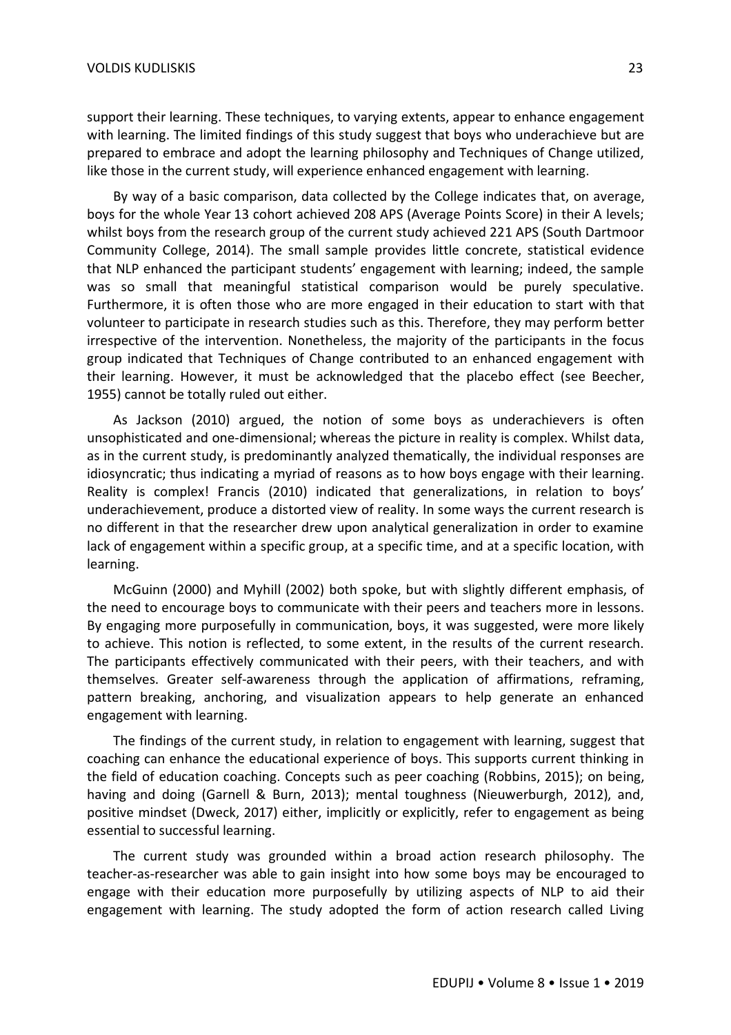support their learning. These techniques, to varying extents, appear to enhance engagement with learning. The limited findings of this study suggest that boys who underachieve but are prepared to embrace and adopt the learning philosophy and Techniques of Change utilized, like those in the current study, will experience enhanced engagement with learning.

By way of a basic comparison, data collected by the College indicates that, on average, boys for the whole Year 13 cohort achieved 208 APS (Average Points Score) in their A levels; whilst boys from the research group of the current study achieved 221 APS (South Dartmoor Community College, 2014). The small sample provides little concrete, statistical evidence that NLP enhanced the participant students' engagement with learning; indeed, the sample was so small that meaningful statistical comparison would be purely speculative. Furthermore, it is often those who are more engaged in their education to start with that volunteer to participate in research studies such as this. Therefore, they may perform better irrespective of the intervention. Nonetheless, the majority of the participants in the focus group indicated that Techniques of Change contributed to an enhanced engagement with their learning. However, it must be acknowledged that the placebo effect (see Beecher, 1955) cannot be totally ruled out either.

As Jackson (2010) argued, the notion of some boys as underachievers is often unsophisticated and one-dimensional; whereas the picture in reality is complex. Whilst data, as in the current study, is predominantly analyzed thematically, the individual responses are idiosyncratic; thus indicating a myriad of reasons as to how boys engage with their learning. Reality is complex! Francis (2010) indicated that generalizations, in relation to boys' underachievement, produce a distorted view of reality. In some ways the current research is no different in that the researcher drew upon analytical generalization in order to examine lack of engagement within a specific group, at a specific time, and at a specific location, with learning.

McGuinn (2000) and Myhill (2002) both spoke, but with slightly different emphasis, of the need to encourage boys to communicate with their peers and teachers more in lessons. By engaging more purposefully in communication, boys, it was suggested, were more likely to achieve. This notion is reflected, to some extent, in the results of the current research. The participants effectively communicated with their peers, with their teachers, and with themselves. Greater self-awareness through the application of affirmations, reframing, pattern breaking, anchoring, and visualization appears to help generate an enhanced engagement with learning.

The findings of the current study, in relation to engagement with learning, suggest that coaching can enhance the educational experience of boys. This supports current thinking in the field of education coaching. Concepts such as peer coaching (Robbins, 2015); on being, having and doing (Garnell & Burn, 2013); mental toughness (Nieuwerburgh, 2012), and, positive mindset (Dweck, 2017) either, implicitly or explicitly, refer to engagement as being essential to successful learning.

The current study was grounded within a broad action research philosophy. The teacher-as-researcher was able to gain insight into how some boys may be encouraged to engage with their education more purposefully by utilizing aspects of NLP to aid their engagement with learning. The study adopted the form of action research called Living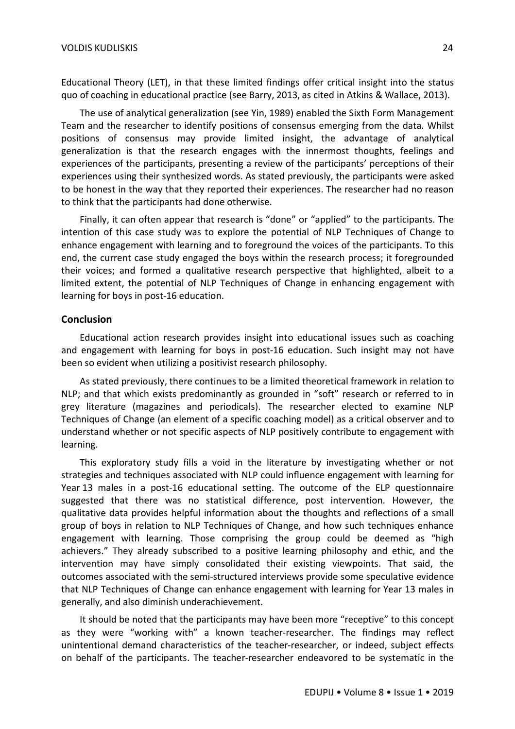Educational Theory (LET), in that these limited findings offer critical insight into the status quo of coaching in educational practice (see Barry, 2013, as cited in Atkins & Wallace, 2013).

The use of analytical generalization (see Yin, 1989) enabled the Sixth Form Management Team and the researcher to identify positions of consensus emerging from the data. Whilst positions of consensus may provide limited insight, the advantage of analytical generalization is that the research engages with the innermost thoughts, feelings and experiences of the participants, presenting a review of the participants' perceptions of their experiences using their synthesized words. As stated previously, the participants were asked to be honest in the way that they reported their experiences. The researcher had no reason to think that the participants had done otherwise.

Finally, it can often appear that research is "done" or "applied" to the participants. The intention of this case study was to explore the potential of NLP Techniques of Change to enhance engagement with learning and to foreground the voices of the participants. To this end, the current case study engaged the boys within the research process; it foregrounded their voices; and formed a qualitative research perspective that highlighted, albeit to a limited extent, the potential of NLP Techniques of Change in enhancing engagement with learning for boys in post-16 education.

## Conclusion

Educational action research provides insight into educational issues such as coaching and engagement with learning for boys in post-16 education. Such insight may not have been so evident when utilizing a positivist research philosophy.

As stated previously, there continues to be a limited theoretical framework in relation to NLP; and that which exists predominantly as grounded in "soft" research or referred to in grey literature (magazines and periodicals). The researcher elected to examine NLP Techniques of Change (an element of a specific coaching model) as a critical observer and to understand whether or not specific aspects of NLP positively contribute to engagement with learning.

This exploratory study fills a void in the literature by investigating whether or not strategies and techniques associated with NLP could influence engagement with learning for Year 13 males in a post-16 educational setting. The outcome of the ELP questionnaire suggested that there was no statistical difference, post intervention. However, the qualitative data provides helpful information about the thoughts and reflections of a small group of boys in relation to NLP Techniques of Change, and how such techniques enhance engagement with learning. Those comprising the group could be deemed as "high achievers." They already subscribed to a positive learning philosophy and ethic, and the intervention may have simply consolidated their existing viewpoints. That said, the outcomes associated with the semi-structured interviews provide some speculative evidence that NLP Techniques of Change can enhance engagement with learning for Year 13 males in generally, and also diminish underachievement.

It should be noted that the participants may have been more "receptive" to this concept as they were "working with" a known teacher-researcher. The findings may reflect unintentional demand characteristics of the teacher-researcher, or indeed, subject effects on behalf of the participants. The teacher-researcher endeavored to be systematic in the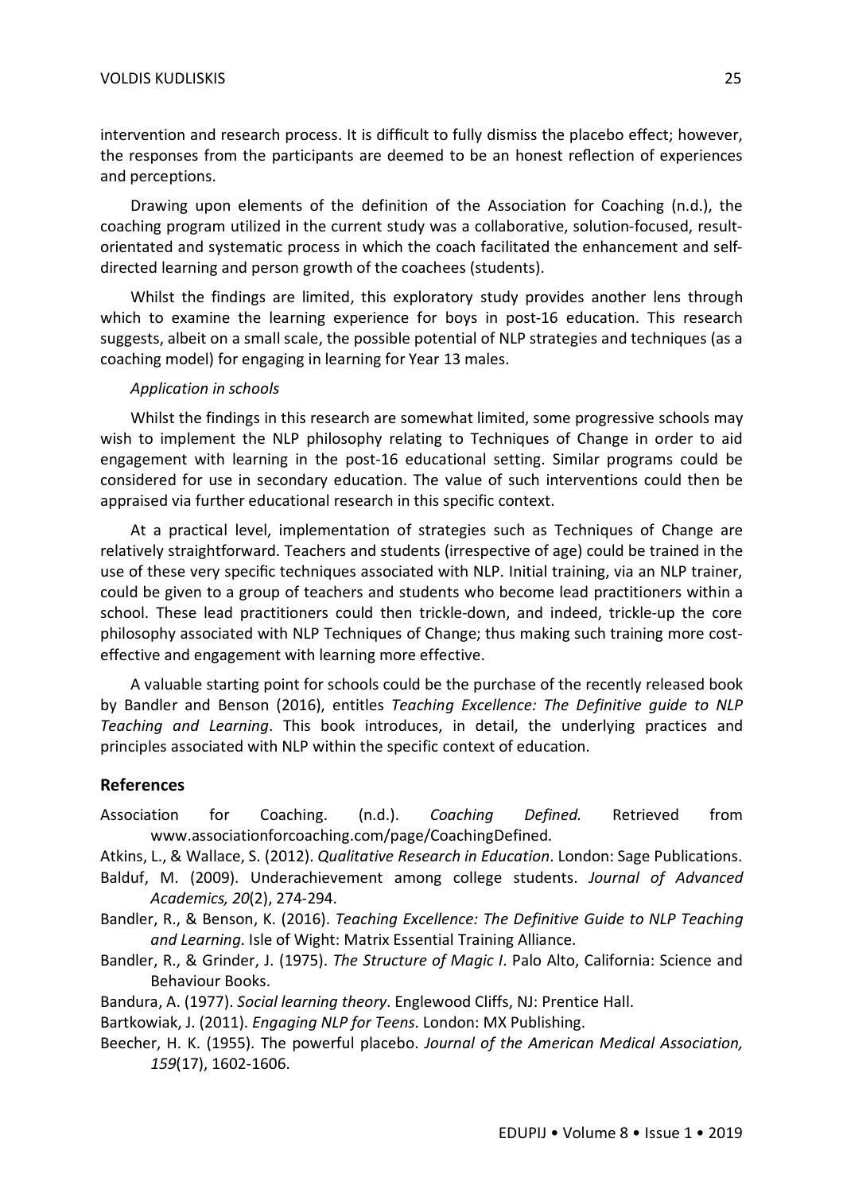intervention and research process. It is difficult to fully dismiss the placebo effect; however, the responses from the participants are deemed to be an honest reflection of experiences and perceptions.

Drawing upon elements of the definition of the Association for Coaching (n.d.), the coaching program utilized in the current study was a collaborative, solution-focused, result-orientated and systematic process in which the coach facilitated the enhancement and self-directed learning and person growth of the coachees (students).

Whilst the findings are limited, this exploratory study provides another lens through which to examine the learning experience for boys in post-16 education. This research suggests, albeit on a small scale, the possible potential of NLP strategies and techniques (as a coaching model) for engaging in learning for Year 13 males.

*Application in schools*

Whilst the findings in this research are somewhat limited, some progressive schools may wish to implement the NLP philosophy relating to Techniques of Change in order to aid engagement with learning in the post-16 educational setting. Similar programs could be considered for use in secondary education. The value of such interventions could then be appraised via further educational research in this specific context.

At a practical level, implementation of strategies such as Techniques of Change are relatively straightforward. Teachers and students (irrespective of age) could be trained in the use of these very specific techniques associated with NLP. Initial training, via an NLP trainer, could be given to a group of teachers and students who become lead practitioners within a school. These lead practitioners could then trickle-down, and indeed, trickle-up the core philosophy associated with NLP Techniques of Change; thus making such training more cost-effective and engagement with learning more effective.

A valuable starting point for schools could be the purchase of the recently released book by Bandler and Benson (2016), entitles *Teaching Excellence: The Definitive guide to NLP Teaching and Learning*. This book introduces, in detail, the underlying practices and principles associated with NLP within the specific context of education.

## References

Association for Coaching. (n.d.). *Coaching Defined.* Retrieved from www.associationforcoaching.com/page/CoachingDefined.

Atkins, L., & Wallace, S. (2012). *Qualitative Research in Education*. London: Sage Publications.

Balduf, M. (2009). Underachievement among college students. *Journal of Advanced Academics, 20*(2), 274-294.

Bandler, R., & Benson, K. (2016). *Teaching Excellence: The Definitive Guide to NLP Teaching and Learning*. Isle of Wight: Matrix Essential Training Alliance.

Bandler, R., & Grinder, J. (1975). *The Structure of Magic I*. Palo Alto, California: Science and Behaviour Books.

Bandura, A. (1977). *Social learning theory*. Englewood Cliffs, NJ: Prentice Hall.

Bartkowiak, J. (2011). *Engaging NLP for Teens*. London: MX Publishing.

Beecher, H. K. (1955). The powerful placebo. *Journal of the American Medical Association, 159*(17), 1602-1606.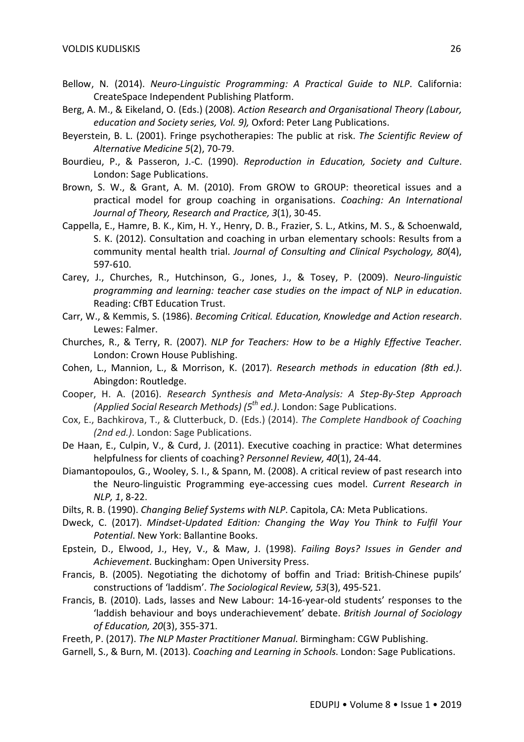Bellow, N. (2014). *Neuro-Linguistic Programming: A Practical Guide to NLP*. California: CreateSpace Independent Publishing Platform.

Berg, A. M., & Eikeland, O. (Eds.) (2008). *Action Research and Organisational Theory (Labour, education and Society series, Vol. 9),* Oxford: Peter Lang Publications.

Beyerstein, B. L. (2001). Fringe psychotherapies: The public at risk. *The Scientific Review of Alternative Medicine 5*(2), 70-79.

Bourdieu, P., & Passeron, J.-C. (1990). *Reproduction in Education, Society and Culture*. London: Sage Publications.

Brown, S. W., & Grant, A. M. (2010). From GROW to GROUP: theoretical issues and a practical model for group coaching in organisations. *Coaching: An International Journal of Theory, Research and Practice, 3*(1), 30-45.

Cappella, E., Hamre, B. K., Kim, H. Y., Henry, D. B., Frazier, S. L., Atkins, M. S., & Schoenwald, S. K. (2012). Consultation and coaching in urban elementary schools: Results from a community mental health trial. *Journal of Consulting and Clinical Psychology, 80*(4), 597-610.

Carey, J., Churches, R., Hutchinson, G., Jones, J., & Tosey, P. (2009). *Neuro-linguistic programming and learning: teacher case studies on the impact of NLP in education*. Reading: CfBT Education Trust.

Carr, W., & Kemmis, S. (1986). *Becoming Critical. Education, Knowledge and Action research*. Lewes: Falmer.

Churches, R., & Terry, R. (2007). *NLP for Teachers: How to be a Highly Effective Teacher*. London: Crown House Publishing.

Cohen, L., Mannion, L., & Morrison, K. (2017). *Research methods in education (8th ed.)*. Abingdon: Routledge.

Cooper, H. A. (2016). *Research Synthesis and Meta-Analysis: A Step-By-Step Approach (Applied Social Research Methods) (5th ed.)*. London: Sage Publications.

Cox, E., Bachkirova, T., & Clutterbuck, D. (Eds.) (2014). *The Complete Handbook of Coaching (2nd ed.)*. London: Sage Publications.

De Haan, E., Culpin, V., & Curd, J. (2011). Executive coaching in practice: What determines helpfulness for clients of coaching? *Personnel Review, 40*(1), 24-44.

Diamantopoulos, G., Wooley, S. I., & Spann, M. (2008). A critical review of past research into the Neuro-linguistic Programming eye-accessing cues model. *Current Research in NLP, 1*, 8-22.

Dilts, R. B. (1990). *Changing Belief Systems with NLP*. Capitola, CA: Meta Publications.

Dweck, C. (2017). *Mindset-Updated Edition: Changing the Way You Think to Fulfil Your Potential*. New York: Ballantine Books.

Epstein, D., Elwood, J., Hey, V., & Maw, J. (1998). *Failing Boys? Issues in Gender and Achievement*. Buckingham: Open University Press.

Francis, B. (2005). Negotiating the dichotomy of boffin and Triad: British-Chinese pupils' constructions of 'laddism'. *The Sociological Review, 53*(3), 495-521.

Francis, B. (2010). Lads, lasses and New Labour: 14-16-year-old students' responses to the 'laddish behaviour and boys underachievement' debate. *British Journal of Sociology of Education, 20*(3), 355-371.

Freeth, P. (2017). *The NLP Master Practitioner Manual*. Birmingham: CGW Publishing.

Garnell, S., & Burn, M. (2013). *Coaching and Learning in Schools*. London: Sage Publications.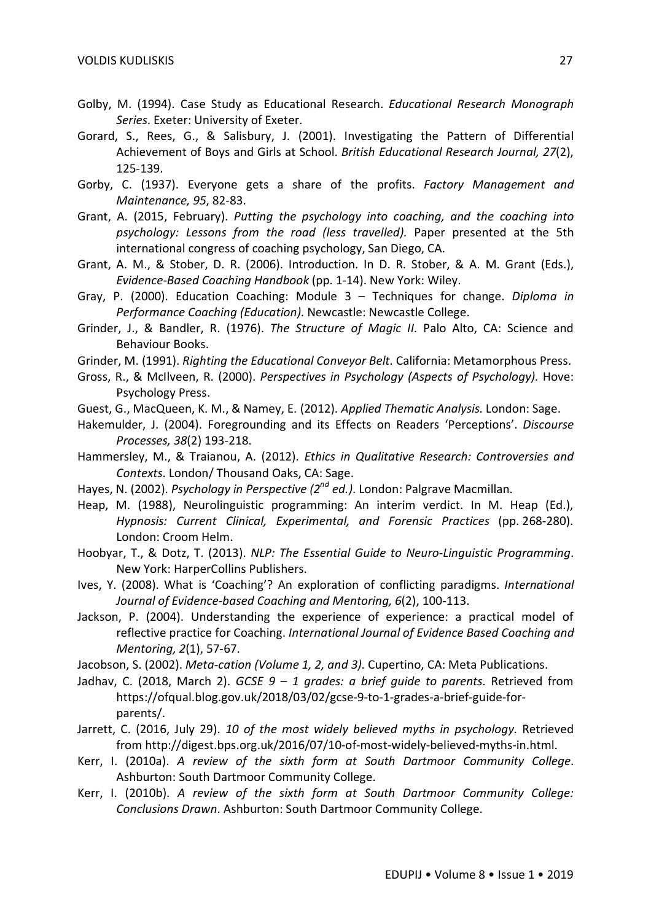Golby, M. (1994). Case Study as Educational Research. *Educational Research Monograph Series*. Exeter: University of Exeter.

Gorard, S., Rees, G., & Salisbury, J. (2001). Investigating the Pattern of Differential Achievement of Boys and Girls at School. *British Educational Research Journal, 27*(2), 125-139.

Gorby, C. (1937). Everyone gets a share of the profits. *Factory Management and Maintenance, 95*, 82-83.

Grant, A. (2015, February). *Putting the psychology into coaching, and the coaching into psychology: Lessons from the road (less travelled).* Paper presented at the 5th international congress of coaching psychology, San Diego, CA.

Grant, A. M., & Stober, D. R. (2006). Introduction. In D. R. Stober, & A. M. Grant (Eds.), *Evidence-Based Coaching Handbook* (pp. 1-14). New York: Wiley.

Gray, P. (2000). Education Coaching: Module 3 – Techniques for change. *Diploma in Performance Coaching (Education)*. Newcastle: Newcastle College.

Grinder, J., & Bandler, R. (1976). *The Structure of Magic II*. Palo Alto, CA: Science and Behaviour Books.

Grinder, M. (1991). *Righting the Educational Conveyor Belt*. California: Metamorphous Press.

Gross, R., & McIlveen, R. (2000). *Perspectives in Psychology (Aspects of Psychology)*. Hove: Psychology Press.

Guest, G., MacQueen, K. M., & Namey, E. (2012). *Applied Thematic Analysis*. London: Sage.

Hakemulder, J. (2004). Foregrounding and its Effects on Readers 'Perceptions'. *Discourse Processes, 38*(2) 193-218.

Hammersley, M., & Traianou, A. (2012). *Ethics in Qualitative Research: Controversies and Contexts*. London/ Thousand Oaks, CA: Sage.

Hayes, N. (2002). *Psychology in Perspective (2nd ed.)*. London: Palgrave Macmillan.

Heap, M. (1988), Neurolinguistic programming: An interim verdict. In M. Heap (Ed.), *Hypnosis: Current Clinical, Experimental, and Forensic Practices* (pp. 268-280). London: Croom Helm.

Hoobyar, T., & Dotz, T. (2013). *NLP: The Essential Guide to Neuro-Linguistic Programming*. New York: HarperCollins Publishers.

Ives, Y. (2008). What is 'Coaching'? An exploration of conflicting paradigms. *International Journal of Evidence-based Coaching and Mentoring, 6*(2), 100-113.

Jackson, P. (2004). Understanding the experience of experience: a practical model of reflective practice for Coaching. *International Journal of Evidence Based Coaching and Mentoring, 2*(1), 57-67.

Jacobson, S. (2002). *Meta-cation (Volume 1, 2, and 3)*. Cupertino, CA: Meta Publications.

Jadhav, C. (2018, March 2). *GCSE 9 – 1 grades: a brief guide to parents*. Retrieved from https://ofqual.blog.gov.uk/2018/03/02/gcse-9-to-1-grades-a-brief-guide-for-parents/.

Jarrett, C. (2016, July 29). *10 of the most widely believed myths in psychology*. Retrieved from http://digest.bps.org.uk/2016/07/10-of-most-widely-believed-myths-in.html.

Kerr, I. (2010a). *A review of the sixth form at South Dartmoor Community College*. Ashburton: South Dartmoor Community College.

Kerr, I. (2010b). *A review of the sixth form at South Dartmoor Community College: Conclusions Drawn*. Ashburton: South Dartmoor Community College.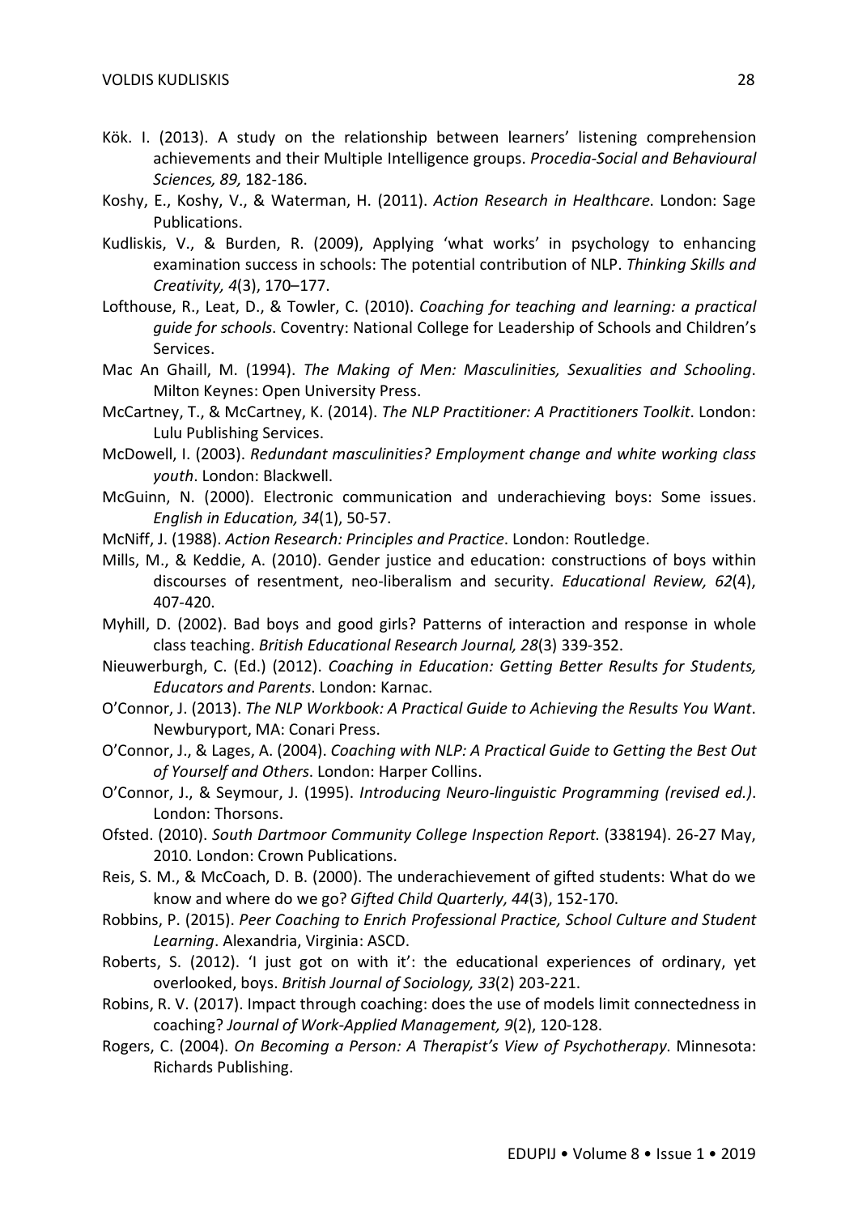Kök. I. (2013). A study on the relationship between learners' listening comprehension achievements and their Multiple Intelligence groups. *Procedia-Social and Behavioural Sciences, 89,* 182-186.

Koshy, E., Koshy, V., & Waterman, H. (2011). *Action Research in Healthcare*. London: Sage Publications.

Kudliskis, V., & Burden, R. (2009), Applying 'what works' in psychology to enhancing examination success in schools: The potential contribution of NLP. *Thinking Skills and Creativity, 4*(3), 170–177.

Lofthouse, R., Leat, D., & Towler, C. (2010). *Coaching for teaching and learning: a practical guide for schools*. Coventry: National College for Leadership of Schools and Children's Services.

Mac An Ghaill, M. (1994). *The Making of Men: Masculinities, Sexualities and Schooling*. Milton Keynes: Open University Press.

McCartney, T., & McCartney, K. (2014). *The NLP Practitioner: A Practitioners Toolkit*. London: Lulu Publishing Services.

McDowell, I. (2003). *Redundant masculinities? Employment change and white working class youth*. London: Blackwell.

McGuinn, N. (2000). Electronic communication and underachieving boys: Some issues. *English in Education, 34*(1), 50-57.

McNiff, J. (1988). *Action Research: Principles and Practice*. London: Routledge.

Mills, M., & Keddie, A. (2010). Gender justice and education: constructions of boys within discourses of resentment, neo-liberalism and security. *Educational Review, 62*(4), 407-420.

Myhill, D. (2002). Bad boys and good girls? Patterns of interaction and response in whole class teaching. *British Educational Research Journal, 28*(3) 339-352.

Nieuwerburgh, C. (Ed.) (2012). *Coaching in Education: Getting Better Results for Students, Educators and Parents*. London: Karnac.

O'Connor, J. (2013). *The NLP Workbook: A Practical Guide to Achieving the Results You Want*. Newburyport, MA: Conari Press.

O'Connor, J., & Lages, A. (2004). *Coaching with NLP: A Practical Guide to Getting the Best Out of Yourself and Others*. London: Harper Collins.

O'Connor, J., & Seymour, J. (1995). *Introducing Neuro-linguistic Programming (revised ed.)*. London: Thorsons.

Ofsted. (2010). *South Dartmoor Community College Inspection Report*. (338194). 26-27 May, 2010. London: Crown Publications.

Reis, S. M., & McCoach, D. B. (2000). The underachievement of gifted students: What do we know and where do we go? *Gifted Child Quarterly, 44*(3), 152-170.

Robbins, P. (2015). *Peer Coaching to Enrich Professional Practice, School Culture and Student Learning*. Alexandria, Virginia: ASCD.

Roberts, S. (2012). 'I just got on with it': the educational experiences of ordinary, yet overlooked, boys. *British Journal of Sociology, 33*(2) 203-221.

Robins, R. V. (2017). Impact through coaching: does the use of models limit connectedness in coaching? *Journal of Work-Applied Management, 9*(2), 120-128.

Rogers, C. (2004). *On Becoming a Person: A Therapist's View of Psychotherapy*. Minnesota: Richards Publishing.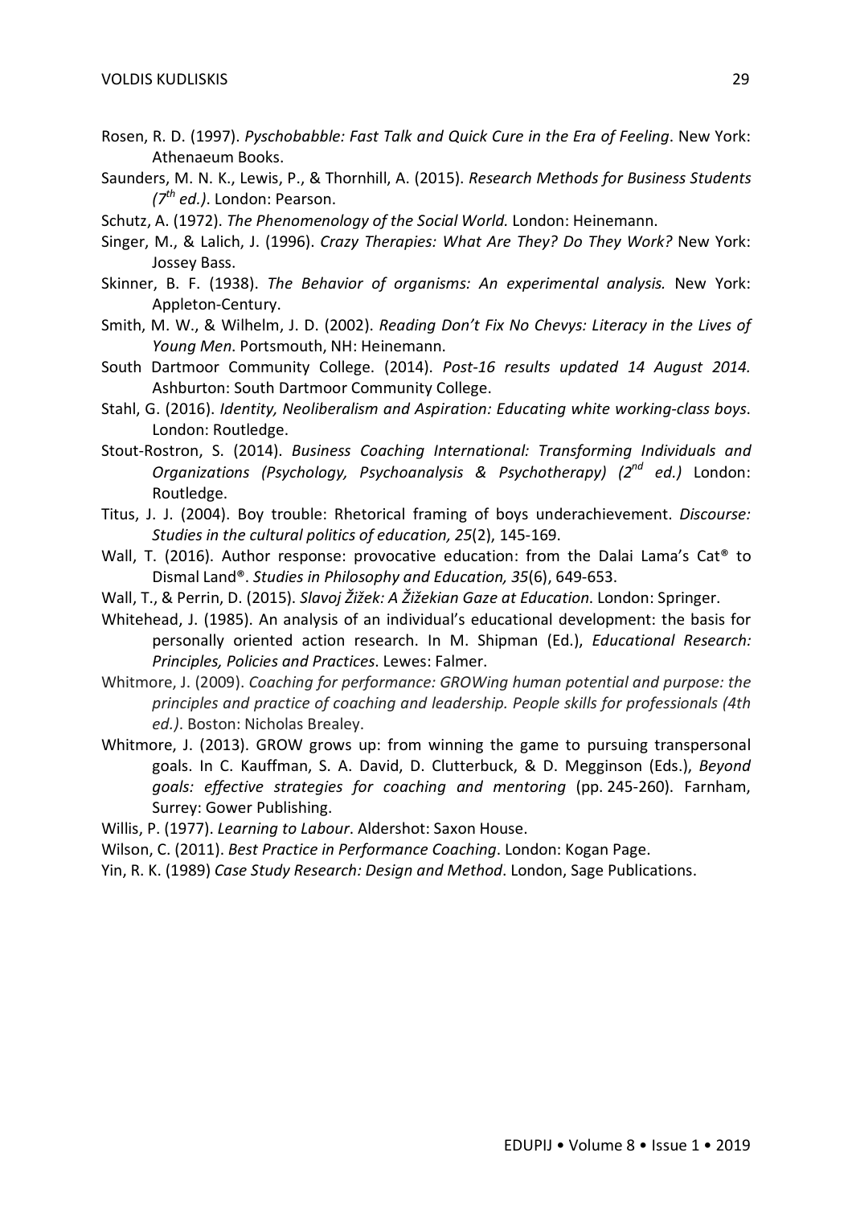Rosen, R. D. (1997). *Pyschobabble: Fast Talk and Quick Cure in the Era of Feeling*. New York: Athenaeum Books.

Saunders, M. N. K., Lewis, P., & Thornhill, A. (2015). *Research Methods for Business Students (7th ed.)*. London: Pearson.

Schutz, A. (1972). *The Phenomenology of the Social World.* London: Heinemann.

Singer, M., & Lalich, J. (1996). *Crazy Therapies: What Are They? Do They Work?* New York: Jossey Bass.

Skinner, B. F. (1938). *The Behavior of organisms: An experimental analysis.* New York: Appleton-Century.

Smith, M. W., & Wilhelm, J. D. (2002). *Reading Don't Fix No Chevys: Literacy in the Lives of Young Men*. Portsmouth, NH: Heinemann.

South Dartmoor Community College. (2014). *Post-16 results updated 14 August 2014.* Ashburton: South Dartmoor Community College.

Stahl, G. (2016). *Identity, Neoliberalism and Aspiration: Educating white working-class boys*. London: Routledge.

Stout-Rostron, S. (2014). *Business Coaching International: Transforming Individuals and Organizations (Psychology, Psychoanalysis & Psychotherapy) (2nd ed.)* London: Routledge.

Titus, J. J. (2004). Boy trouble: Rhetorical framing of boys underachievement. *Discourse: Studies in the cultural politics of education, 25*(2), 145-169.

Wall, T. (2016). Author response: provocative education: from the Dalai Lama's Cat® to Dismal Land®. *Studies in Philosophy and Education, 35*(6), 649-653.

Wall, T., & Perrin, D. (2015). *Slavoj Žižek: A Žižekian Gaze at Education*. London: Springer.

Whitehead, J. (1985). An analysis of an individual's educational development: the basis for personally oriented action research. In M. Shipman (Ed.), *Educational Research: Principles, Policies and Practices*. Lewes: Falmer.

Whitmore, J. (2009). *Coaching for performance: GROWing human potential and purpose: the principles and practice of coaching and leadership. People skills for professionals (4th ed.)*. Boston: Nicholas Brealey.

Whitmore, J. (2013). GROW grows up: from winning the game to pursuing transpersonal goals. In C. Kauffman, S. A. David, D. Clutterbuck, & D. Megginson (Eds.), *Beyond goals: effective strategies for coaching and mentoring* (pp. 245-260). Farnham, Surrey: Gower Publishing.

Willis, P. (1977). *Learning to Labour*. Aldershot: Saxon House.

Wilson, C. (2011). *Best Practice in Performance Coaching*. London: Kogan Page.

Yin, R. K. (1989) *Case Study Research: Design and Method*. London, Sage Publications.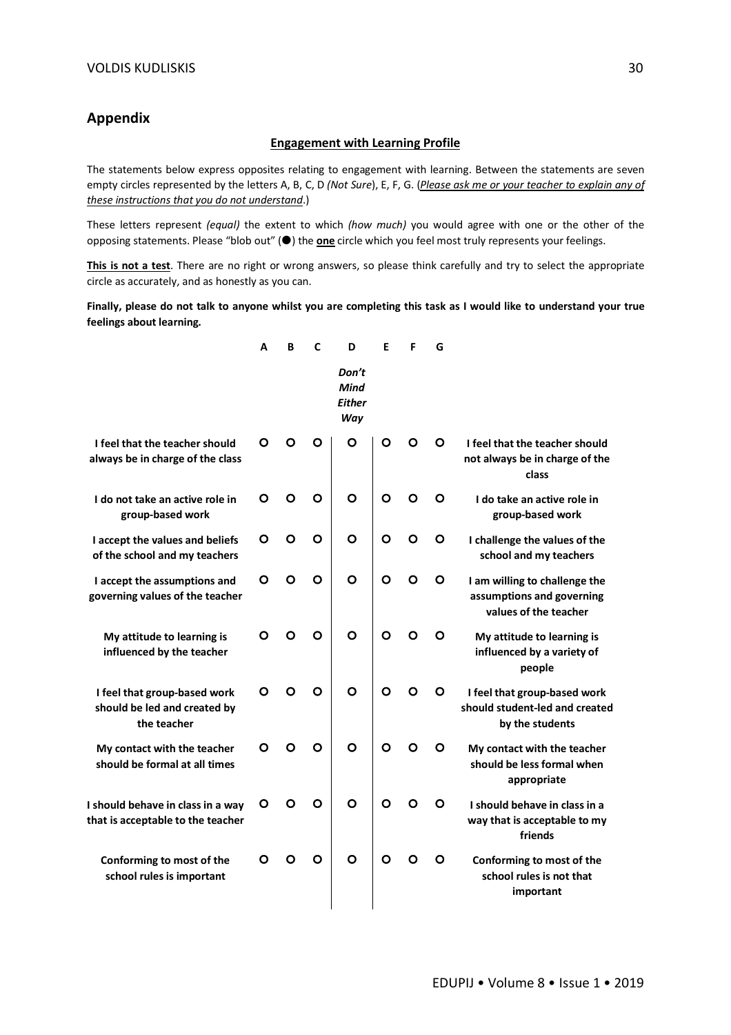## Appendix

**Engagement with Learning Profile**

The statements below express opposites relating to engagement with learning. Between the statements are seven empty circles represented by the letters A, B, C, D *(Not Sure*), E, F, G. (*Please ask me or your teacher to explain any of these instructions that you do not understand*.)

These letters represent *(equal)* the extent to which *(how much)* you would agree with one or the other of the opposing statements. Please "blob out" (●) the **one** circle which you feel most truly represents your feelings.

**This is not a test**. There are no right or wrong answers, so please think carefully and try to select the appropriate circle as accurately, and as honestly as you can.

**Finally, please do not talk to anyone whilst you are completing this task as I would like to understand your true feelings about learning.**

| | A | B | C | D *Don't Mind Either Way* | E | F | G | |
|---|---|---|---|---|---|---|---|---|
| **I feel that the teacher should always be in charge of the class** | O | O | O | O | O | O | O | **I feel that the teacher should not always be in charge of the class** |
| **I do not take an active role in group-based work** | O | O | O | O | O | O | O | **I do take an active role in group-based work** |
| **I accept the values and beliefs of the school and my teachers** | O | O | O | O | O | O | O | **I challenge the values of the school and my teachers** |
| **I accept the assumptions and governing values of the teacher** | O | O | O | O | O | O | O | **I am willing to challenge the assumptions and governing values of the teacher** |
| **My attitude to learning is influenced by the teacher** | O | O | O | O | O | O | O | **My attitude to learning is influenced by a variety of people** |
| **I feel that group-based work should be led and created by the teacher** | O | O | O | O | O | O | O | **I feel that group-based work should student-led and created by the students** |
| **My contact with the teacher should be formal at all times** | O | O | O | O | O | O | O | **My contact with the teacher should be less formal when appropriate** |
| **I should behave in class in a way that is acceptable to the teacher** | O | O | O | O | O | O | O | **I should behave in class in a way that is acceptable to my friends** |
| **Conforming to most of the school rules is important** | O | O | O | O | O | O | O | **Conforming to most of the school rules is not that important** |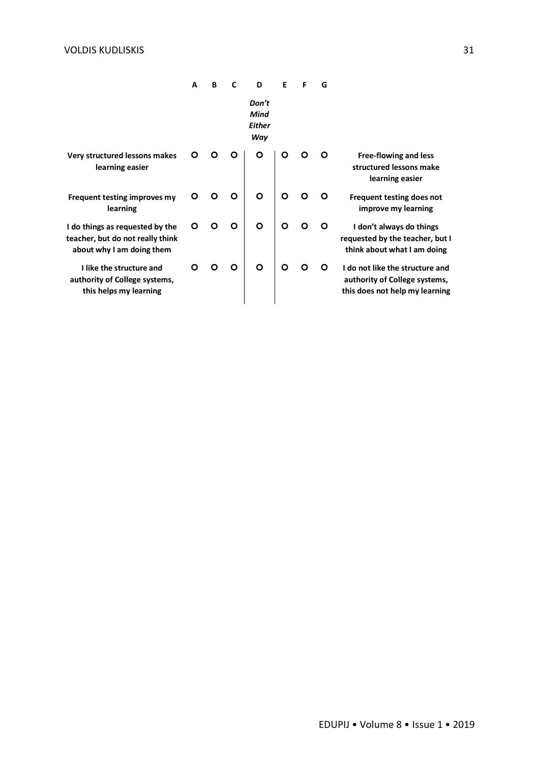| | A | B | C | D *Don't Mind Either Way* | E | F | G | |
|---|---|---|---|---|---|---|---|---|
| **Very structured lessons makes learning easier** | O | O | O | O | O | O | O | **Free-flowing and less structured lessons make learning easier** |
| **Frequent testing improves my learning** | O | O | O | O | O | O | O | **Frequent testing does not improve my learning** |
| **I do things as requested by the teacher, but do not really think about why I am doing them** | O | O | O | O | O | O | O | **I don't always do things requested by the teacher, but I think about what I am doing** |
| **I like the structure and authority of College systems, this helps my learning** | O | O | O | O | O | O | O | **I do not like the structure and authority of College systems, this does not help my learning** |